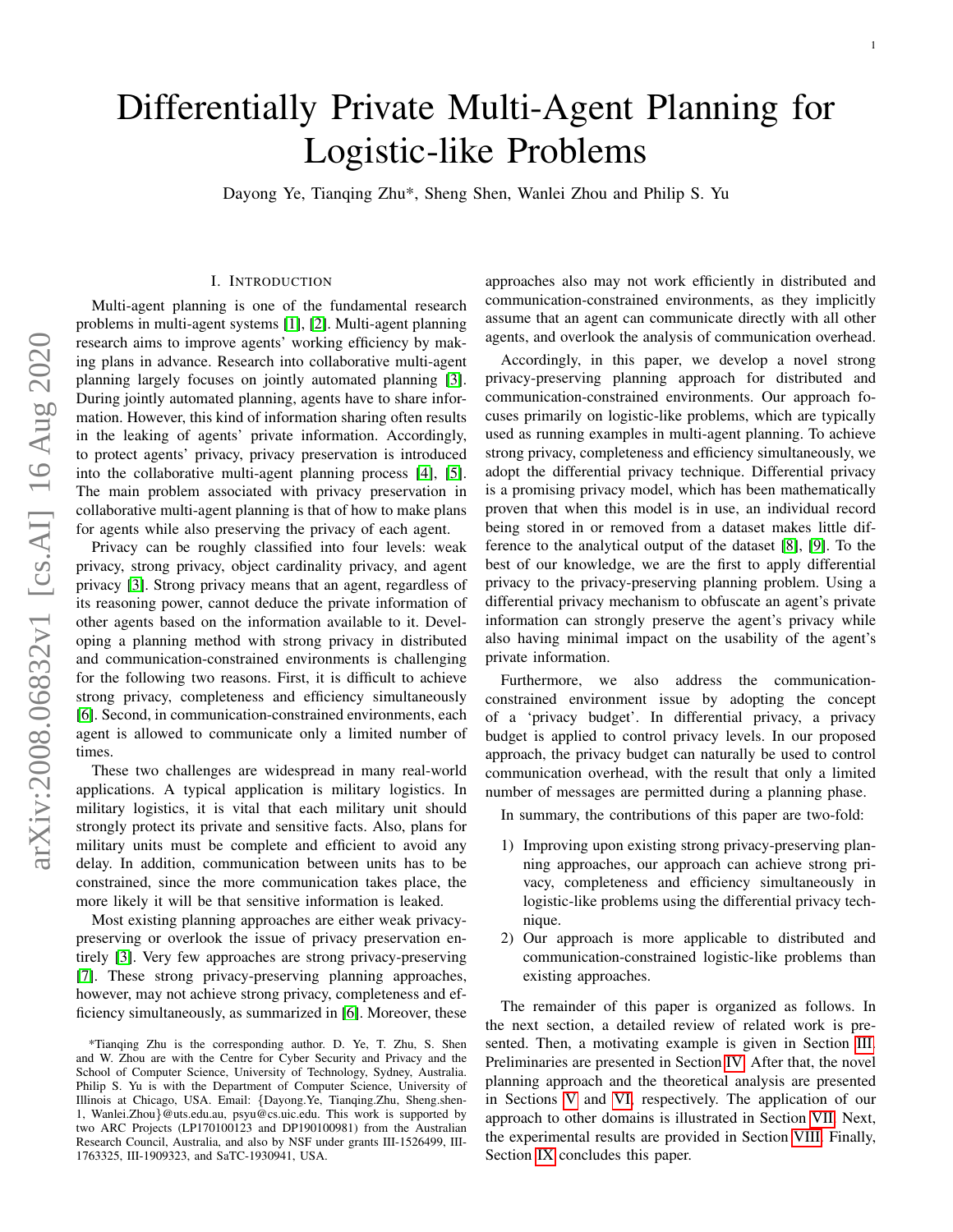# Differentially Private Multi-Agent Planning for Logistic-like Problems

Dayong Ye, Tianqing Zhu*, Sheng Shen, Wanlei Zhou and Philip S. Yu

## I. Introduction

Multi-agent planning is one of the fundamental research problems in multi-agent systems [1], [2]. Multi-agent planning research aims to improve agents' working efficiency by making plans in advance. Research into collaborative multi-agent planning largely focuses on jointly automated planning [3]. During jointly automated planning, agents have to share information. However, this kind of information sharing often results in the leaking of agents' private information. Accordingly, to protect agents' privacy, privacy preservation is introduced into the collaborative multi-agent planning process [4], [5]. The main problem associated with privacy preservation in collaborative multi-agent planning is that of how to make plans for agents while also preserving the privacy of each agent.

Privacy can be roughly classified into four levels: weak privacy, strong privacy, object cardinality privacy, and agent privacy [3]. Strong privacy means that an agent, regardless of its reasoning power, cannot deduce the private information of other agents based on the information available to it. Developing a planning method with strong privacy in distributed and communication-constrained environments is challenging for the following two reasons. First, it is difficult to achieve strong privacy, completeness and efficiency simultaneously [6]. Second, in communication-constrained environments, each agent is allowed to communicate only a limited number of times.

These two challenges are widespread in many real-world applications. A typical application is military logistics. In military logistics, it is vital that each military unit should strongly protect its private and sensitive facts. Also, plans for military units must be complete and efficient to avoid any delay. In addition, communication between units has to be constrained, since the more communication takes place, the more likely it will be that sensitive information is leaked.

Most existing planning approaches are either weak privacy-preserving or overlook the issue of privacy preservation entirely [3]. Very few approaches are strong privacy-preserving [7]. These strong privacy-preserving planning approaches, however, may not achieve strong privacy, completeness and efficiency simultaneously, as summarized in [6]. Moreover, these approaches also may not work efficiently in distributed and communication-constrained environments, as they implicitly assume that an agent can communicate directly with all other agents, and overlook the analysis of communication overhead.

Accordingly, in this paper, we develop a novel strong privacy-preserving planning approach for distributed and communication-constrained environments. Our approach focuses primarily on logistic-like problems, which are typically used as running examples in multi-agent planning. To achieve strong privacy, completeness and efficiency simultaneously, we adopt the differential privacy technique. Differential privacy is a promising privacy model, which has been mathematically proven that when this model is in use, an individual record being stored in or removed from a dataset makes little difference to the analytical output of the dataset [8], [9]. To the best of our knowledge, we are the first to apply differential privacy to the privacy-preserving planning problem. Using a differential privacy mechanism to obfuscate an agent's private information can strongly preserve the agent's privacy while also having minimal impact on the usability of the agent's private information.

Furthermore, we also address the communication-constrained environment issue by adopting the concept of a 'privacy budget'. In differential privacy, a privacy budget is applied to control privacy levels. In our proposed approach, the privacy budget can naturally be used to control communication overhead, with the result that only a limited number of messages are permitted during a planning phase.

In summary, the contributions of this paper are two-fold:

1) Improving upon existing strong privacy-preserving planning approaches, our approach can achieve strong privacy, completeness and efficiency simultaneously in logistic-like problems using the differential privacy technique.
2) Our approach is more applicable to distributed and communication-constrained logistic-like problems than existing approaches.

The remainder of this paper is organized as follows. In the next section, a detailed review of related work is presented. Then, a motivating example is given in Section III. Preliminaries are presented in Section IV. After that, the novel planning approach and the theoretical analysis are presented in Sections V and VI, respectively. The application of our approach to other domains is illustrated in Section VII. Next, the experimental results are provided in Section VIII. Finally, Section IX concludes this paper.

*Tianqing Zhu is the corresponding author. D. Ye, T. Zhu, S. Shen and W. Zhou are with the Centre for Cyber Security and Privacy and the School of Computer Science, University of Technology, Sydney, Australia. Philip S. Yu is with the Department of Computer Science, University of Illinois at Chicago, USA. Email: {Dayong.Ye, Tianqing.Zhu, Sheng.shen-1, Wanlei.Zhou}@uts.edu.au, psyu@cs.uic.edu. This work is supported by two ARC Projects (LP170100123 and DP190100981) from the Australian Research Council, Australia, and also by NSF under grants III-1526499, III-1763325, III-1909323, and SaTC-1930941, USA.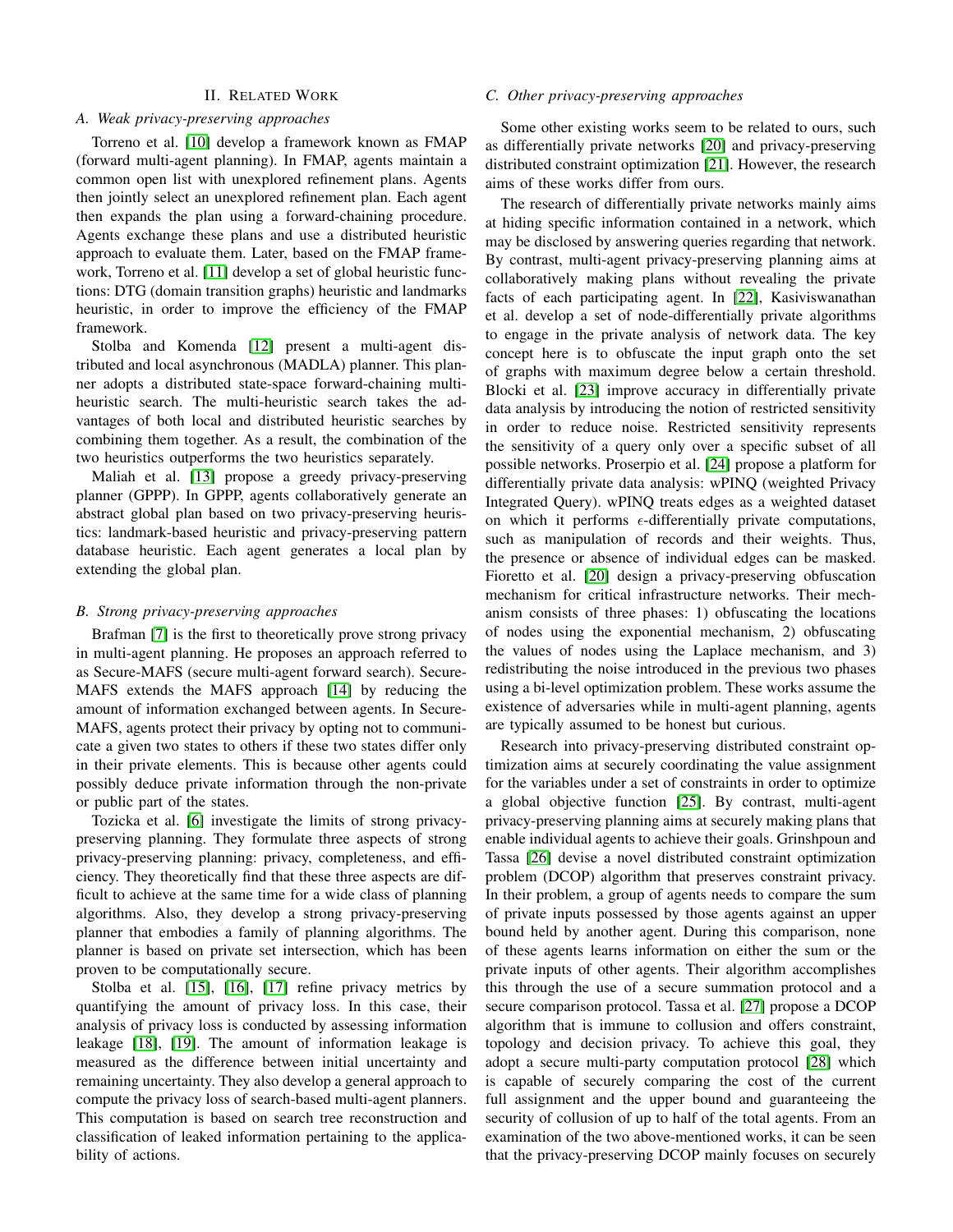## II. Related Work

### A. Weak privacy-preserving approaches

Torreno et al. [10] develop a framework known as FMAP (forward multi-agent planning). In FMAP, agents maintain a common open list with unexplored refinement plans. Agents then jointly select an unexplored refinement plan. Each agent then expands the plan using a forward-chaining procedure. Agents exchange these plans and use a distributed heuristic approach to evaluate them. Later, based on the FMAP framework, Torreno et al. [11] develop a set of global heuristic functions: DTG (domain transition graphs) heuristic and landmarks heuristic, in order to improve the efficiency of the FMAP framework.

Stolba and Komenda [12] present a multi-agent distributed and local asynchronous (MADLA) planner. This planner adopts a distributed state-space forward-chaining multi-heuristic search. The multi-heuristic search takes the advantages of both local and distributed heuristic searches by combining them together. As a result, the combination of the two heuristics outperforms the two heuristics separately.

Maliah et al. [13] propose a greedy privacy-preserving planner (GPPP). In GPPP, agents collaboratively generate an abstract global plan based on two privacy-preserving heuristics: landmark-based heuristic and privacy-preserving pattern database heuristic. Each agent generates a local plan by extending the global plan.

### B. Strong privacy-preserving approaches

Brafman [7] is the first to theoretically prove strong privacy in multi-agent planning. He proposes an approach referred to as Secure-MAFS (secure multi-agent forward search). Secure-MAFS extends the MAFS approach [14] by reducing the amount of information exchanged between agents. In Secure-MAFS, agents protect their privacy by opting not to communicate a given two states to others if these two states differ only in their private elements. This is because other agents could possibly deduce private information through the non-private or public part of the states.

Tozicka et al. [6] investigate the limits of strong privacy-preserving planning. They formulate three aspects of strong privacy-preserving planning: privacy, completeness, and efficiency. They theoretically find that these three aspects are difficult to achieve at the same time for a wide class of planning algorithms. Also, they develop a strong privacy-preserving planner that embodies a family of planning algorithms. The planner is based on private set intersection, which has been proven to be computationally secure.

Stolba et al. [15], [16], [17] refine privacy metrics by quantifying the amount of privacy loss. In this case, their analysis of privacy loss is conducted by assessing information leakage [18], [19]. The amount of information leakage is measured as the difference between initial uncertainty and remaining uncertainty. They also develop a general approach to compute the privacy loss of search-based multi-agent planners. This computation is based on search tree reconstruction and classification of leaked information pertaining to the applicability of actions.

### C. Other privacy-preserving approaches

Some other existing works seem to be related to ours, such as differentially private networks [20] and privacy-preserving distributed constraint optimization [21]. However, the research aims of these works differ from ours.

The research of differentially private networks mainly aims at hiding specific information contained in a network, which may be disclosed by answering queries regarding that network. By contrast, multi-agent privacy-preserving planning aims at collaboratively making plans without revealing the private facts of each participating agent. In [22], Kasiviswanathan et al. develop a set of node-differentially private algorithms to engage in the private analysis of network data. The key concept here is to obfuscate the input graph onto the set of graphs with maximum degree below a certain threshold. Blocki et al. [23] improve accuracy in differentially private data analysis by introducing the notion of restricted sensitivity in order to reduce noise. Restricted sensitivity represents the sensitivity of a query only over a specific subset of all possible networks. Proserpio et al. [24] propose a platform for differentially private data analysis: wPINQ (weighted Privacy Integrated Query). wPINQ treats edges as a weighted dataset on which it performs $\epsilon$-differentially private computations, such as manipulation of records and their weights. Thus, the presence or absence of individual edges can be masked. Fioretto et al. [20] design a privacy-preserving obfuscation mechanism for critical infrastructure networks. Their mechanism consists of three phases: 1) obfuscating the locations of nodes using the exponential mechanism, 2) obfuscating the values of nodes using the Laplace mechanism, and 3) redistributing the noise introduced in the previous two phases using a bi-level optimization problem. These works assume the existence of adversaries while in multi-agent planning, agents are typically assumed to be honest but curious.

Research into privacy-preserving distributed constraint optimization aims at securely coordinating the value assignment for the variables under a set of constraints in order to optimize a global objective function [25]. By contrast, multi-agent privacy-preserving planning aims at securely making plans that enable individual agents to achieve their goals. Grinshpoun and Tassa [26] devise a novel distributed constraint optimization problem (DCOP) algorithm that preserves constraint privacy. In their problem, a group of agents needs to compare the sum of private inputs possessed by those agents against an upper bound held by another agent. During this comparison, none of these agents learns information on either the sum or the private inputs of other agents. Their algorithm accomplishes this through the use of a secure summation protocol and a secure comparison protocol. Tassa et al. [27] propose a DCOP algorithm that is immune to collusion and offers constraint, topology and decision privacy. To achieve this goal, they adopt a secure multi-party computation protocol [28] which is capable of securely comparing the cost of the current full assignment and the upper bound and guaranteeing the security of collusion of up to half of the total agents. From an examination of the two above-mentioned works, it can be seen that the privacy-preserving DCOP mainly focuses on securely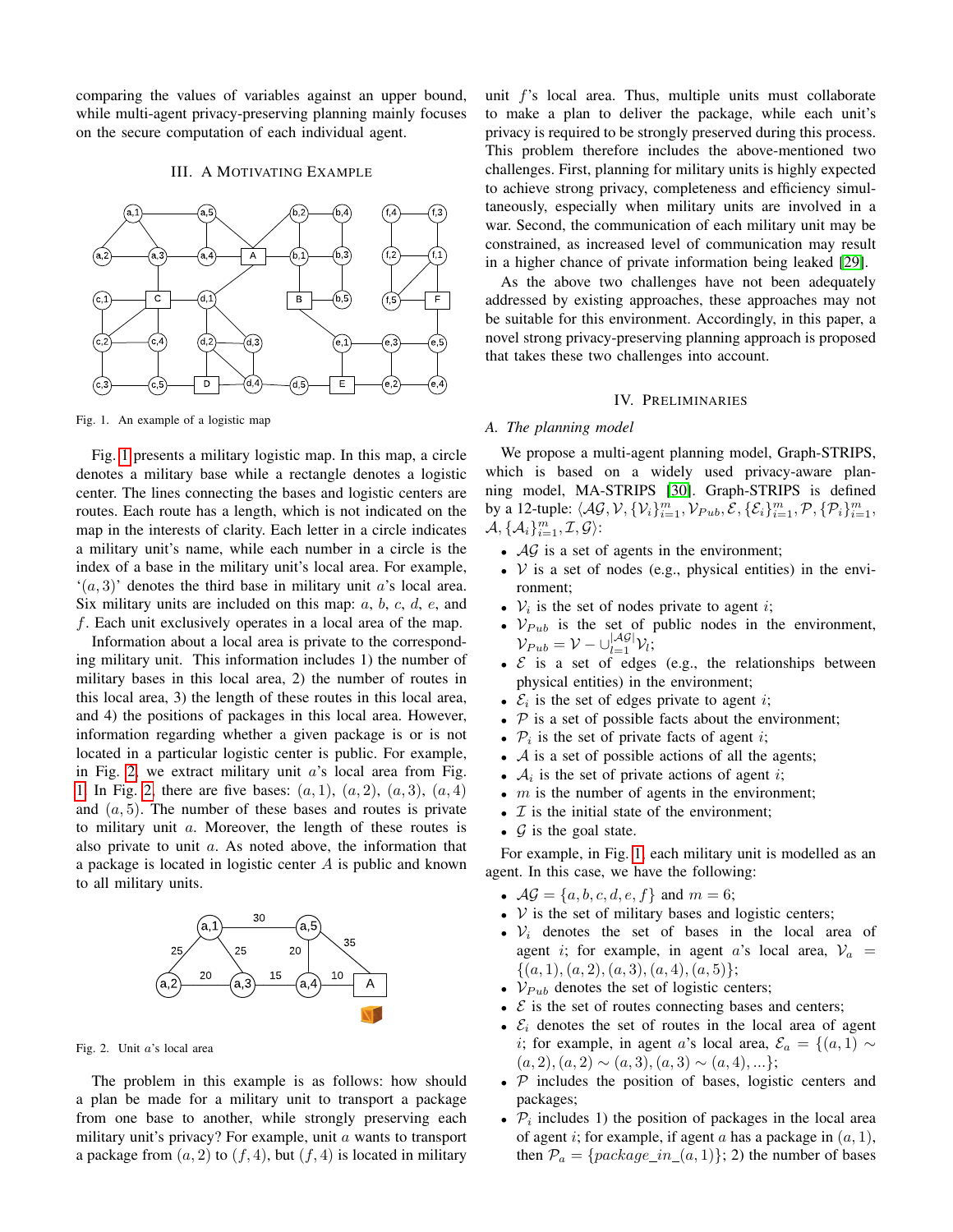comparing the values of variables against an upper bound, while multi-agent privacy-preserving planning mainly focuses on the secure computation of each individual agent.

## III. A Motivating Example

Fig. 1. An example of a logistic map

Fig. 1 presents a military logistic map. In this map, a circle denotes a military base while a rectangle denotes a logistic center. The lines connecting the bases and logistic centers are routes. Each route has a length, which is not indicated on the map in the interests of clarity. Each letter in a circle indicates a military unit's name, while each number in a circle is the index of a base in the military unit's local area. For example, '$(a, 3)$' denotes the third base in military unit $a$'s local area. Six military units are included on this map: $a$, $b$, $c$, $d$, $e$, and $f$. Each unit exclusively operates in a local area of the map.

Information about a local area is private to the corresponding military unit. This information includes 1) the number of military bases in this local area, 2) the number of routes in this local area, 3) the length of these routes in this local area, and 4) the positions of packages in this local area. However, information regarding whether a given package is or is not located in a particular logistic center is public. For example, in Fig. 2, we extract military unit $a$'s local area from Fig. 1. In Fig. 2, there are five bases: $(a, 1)$, $(a, 2)$, $(a, 3)$, $(a, 4)$ and $(a, 5)$. The number of these bases and routes is private to military unit $a$. Moreover, the length of these routes is also private to unit $a$. As noted above, the information that a package is located in logistic center $A$ is public and known to all military units.

Fig. 2. Unit $a$'s local area

The problem in this example is as follows: how should a plan be made for a military unit to transport a package from one base to another, while strongly preserving each military unit's privacy? For example, unit $a$ wants to transport a package from $(a, 2)$ to $(f, 4)$, but $(f, 4)$ is located in military unit $f$'s local area. Thus, multiple units must collaborate to make a plan to deliver the package, while each unit's privacy is required to be strongly preserved during this process. This problem therefore includes the above-mentioned two challenges. First, planning for military units is highly expected to achieve strong privacy, completeness and efficiency simultaneously, especially when military units are involved in a war. Second, the communication of each military unit may be constrained, as increased level of communication may result in a higher chance of private information being leaked [29].

As the above two challenges have not been adequately addressed by existing approaches, these approaches may not be suitable for this environment. Accordingly, in this paper, a novel strong privacy-preserving planning approach is proposed that takes these two challenges into account.

## IV. Preliminaries

### A. The planning model

We propose a multi-agent planning model, Graph-STRIPS, which is based on a widely used privacy-aware planning model, MA-STRIPS [30]. Graph-STRIPS is defined by a 12-tuple: $\langle \mathcal{AG}, \mathcal{V}, \{\mathcal{V}_i\}_{i=1}^m, \mathcal{V}_{Pub}, \mathcal{E}, \{\mathcal{E}_i\}_{i=1}^m, \mathcal{P}, \{\mathcal{P}_i\}_{i=1}^m, \mathcal{A}, \{\mathcal{A}_i\}_{i=1}^m, \mathcal{I}, \mathcal{G}\rangle$:

- $\mathcal{AG}$ is a set of agents in the environment;
- $\mathcal{V}$ is a set of nodes (e.g., physical entities) in the environment;
- $\mathcal{V}_i$ is the set of nodes private to agent $i$;
- $\mathcal{V}_{Pub}$ is the set of public nodes in the environment, $\mathcal{V}_{Pub} = \mathcal{V} - \cup_{l=1}^{|\mathcal{AG}|}\mathcal{V}_l$;
- $\mathcal{E}$ is a set of edges (e.g., the relationships between physical entities) in the environment;
- $\mathcal{E}_i$ is the set of edges private to agent $i$;
- $\mathcal{P}$ is a set of possible facts about the environment;
- $\mathcal{P}_i$ is the set of private facts of agent $i$;
- $\mathcal{A}$ is a set of possible actions of all the agents;
- $\mathcal{A}_i$ is the set of private actions of agent $i$;
- $m$ is the number of agents in the environment;
- $\mathcal{I}$ is the initial state of the environment;
- $\mathcal{G}$ is the goal state.

For example, in Fig. 1, each military unit is modelled as an agent. In this case, we have the following:

- $\mathcal{AG} = \{a, b, c, d, e, f\}$ and $m = 6$;
- $\mathcal{V}$ is the set of military bases and logistic centers;
- $\mathcal{V}_i$ denotes the set of bases in the local area of agent $i$; for example, in agent $a$'s local area, $\mathcal{V}_a = \{(a, 1), (a, 2), (a, 3), (a, 4), (a, 5)\}$;
- $\mathcal{V}_{Pub}$ denotes the set of logistic centers;
- $\mathcal{E}$ is the set of routes connecting bases and centers;
- $\mathcal{E}_i$ denotes the set of routes in the local area of agent $i$; for example, in agent $a$'s local area, $\mathcal{E}_a = \{(a, 1) \sim (a, 2), (a, 2) \sim (a, 3), (a, 3) \sim (a, 4), ...\}$;
- $\mathcal{P}$ includes the position of bases, logistic centers and packages;
- $\mathcal{P}_i$ includes 1) the position of packages in the local area of agent $i$; for example, if agent $a$ has a package in $(a, 1)$, then $\mathcal{P}_a = \{package\_in\_(a, 1)\}$; 2) the number of bases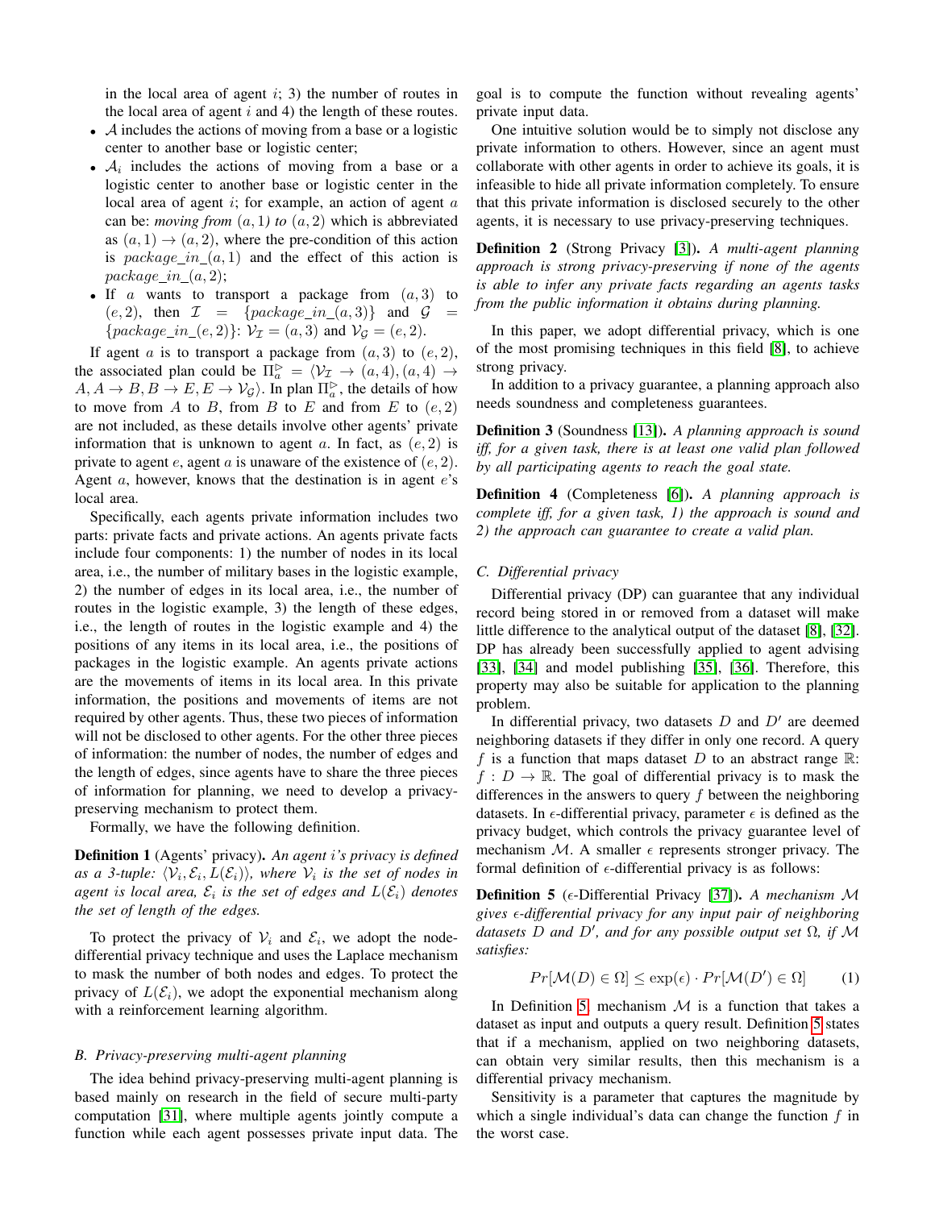in the local area of agent $i$; 3) the number of routes in the local area of agent $i$ and 4) the length of these routes.

- $\mathcal{A}$ includes the actions of moving from a base or a logistic center to another base or logistic center;
- $\mathcal{A}_i$ includes the actions of moving from a base or a logistic center to another base or logistic center in the local area of agent $i$; for example, an action of agent $a$ can be: *moving from* $(a, 1)$ *to* $(a, 2)$ which is abbreviated as $(a, 1) \rightarrow (a, 2)$, where the pre-condition of this action is $package\_in\_(a, 1)$ and the effect of this action is $package\_in\_(a, 2)$;
- If $a$ wants to transport a package from $(a, 3)$ to $(e, 2)$, then $\mathcal{I} = \{package\_in\_(a, 3)\}$ and $\mathcal{G} = \{package\_in\_(e, 2)\}$: $\mathcal{V}_\mathcal{I} = (a, 3)$ and $\mathcal{V}_\mathcal{G} = (e, 2)$.

If agent $a$ is to transport a package from $(a, 3)$ to $(e, 2)$, the associated plan could be $\Pi_a^{\triangleright} = \langle \mathcal{V}_\mathcal{I} \rightarrow (a, 4), (a, 4) \rightarrow A, A \rightarrow B, B \rightarrow E, E \rightarrow \mathcal{V}_\mathcal{G} \rangle$. In plan $\Pi_a^{\triangleright}$, the details of how to move from $A$ to $B$, from $B$ to $E$ and from $E$ to $(e, 2)$ are not included, as these details involve other agents' private information that is unknown to agent $a$. In fact, as $(e, 2)$ is private to agent $e$, agent $a$ is unaware of the existence of $(e, 2)$. Agent $a$, however, knows that the destination is in agent $e$'s local area.

Specifically, each agents private information includes two parts: private facts and private actions. An agents private facts include four components: 1) the number of nodes in its local area, i.e., the number of military bases in the logistic example, 2) the number of edges in its local area, i.e., the number of routes in the logistic example, 3) the length of these edges, i.e., the length of routes in the logistic example and 4) the positions of any items in its local area, i.e., the positions of packages in the logistic example. An agents private actions are the movements of items in its local area. In this private information, the positions and movements of items are not required by other agents. Thus, these two pieces of information will not be disclosed to other agents. For the other three pieces of information: the number of nodes, the number of edges and the length of edges, since agents have to share the three pieces of information for planning, we need to develop a privacy-preserving mechanism to protect them.

Formally, we have the following definition.

**Definition 1** (Agents' privacy). *An agent $i$'s privacy is defined as a 3-tuple: $\langle \mathcal{V}_i, \mathcal{E}_i, L(\mathcal{E}_i) \rangle$, where $\mathcal{V}_i$ is the set of nodes in agent is local area, $\mathcal{E}_i$ is the set of edges and $L(\mathcal{E}_i)$ denotes the set of length of the edges.*

To protect the privacy of $\mathcal{V}_i$ and $\mathcal{E}_i$, we adopt the node-differential privacy technique and uses the Laplace mechanism to mask the number of both nodes and edges. To protect the privacy of $L(\mathcal{E}_i)$, we adopt the exponential mechanism along with a reinforcement learning algorithm.

### B. Privacy-preserving multi-agent planning

The idea behind privacy-preserving multi-agent planning is based mainly on research in the field of secure multi-party computation [31], where multiple agents jointly compute a function while each agent possesses private input data. The goal is to compute the function without revealing agents' private input data.

One intuitive solution would be to simply not disclose any private information to others. However, since an agent must collaborate with other agents in order to achieve its goals, it is infeasible to hide all private information completely. To ensure that this private information is disclosed securely to the other agents, it is necessary to use privacy-preserving techniques.

**Definition 2** (Strong Privacy [3]). *A multi-agent planning approach is strong privacy-preserving if none of the agents is able to infer any private facts regarding an agents tasks from the public information it obtains during planning.*

In this paper, we adopt differential privacy, which is one of the most promising techniques in this field [8], to achieve strong privacy.

In addition to a privacy guarantee, a planning approach also needs soundness and completeness guarantees.

**Definition 3** (Soundness [13]). *A planning approach is sound iff, for a given task, there is at least one valid plan followed by all participating agents to reach the goal state.*

**Definition 4** (Completeness [6]). *A planning approach is complete iff, for a given task, 1) the approach is sound and 2) the approach can guarantee to create a valid plan.*

### C. Differential privacy

Differential privacy (DP) can guarantee that any individual record being stored in or removed from a dataset will make little difference to the analytical output of the dataset [8], [32]. DP has already been successfully applied to agent advising [33], [34] and model publishing [35], [36]. Therefore, this property may also be suitable for application to the planning problem.

In differential privacy, two datasets $D$ and $D'$ are deemed neighboring datasets if they differ in only one record. A query $f$ is a function that maps dataset $D$ to an abstract range $\mathbb{R}$: $f : D \rightarrow \mathbb{R}$. The goal of differential privacy is to mask the differences in the answers to query $f$ between the neighboring datasets. In $\epsilon$-differential privacy, parameter $\epsilon$ is defined as the privacy budget, which controls the privacy guarantee level of mechanism $\mathcal{M}$. A smaller $\epsilon$ represents stronger privacy. The formal definition of $\epsilon$-differential privacy is as follows:

**Definition 5** ($\epsilon$-Differential Privacy [37]). *A mechanism $\mathcal{M}$ gives $\epsilon$-differential privacy for any input pair of neighboring datasets $D$ and $D'$, and for any possible output set $\Omega$, if $\mathcal{M}$ satisfies:*

$$Pr[\mathcal{M}(D) \in \Omega] \leq \exp(\epsilon) \cdot Pr[\mathcal{M}(D') \in \Omega] \qquad (1)$$

In Definition 5, mechanism $\mathcal{M}$ is a function that takes a dataset as input and outputs a query result. Definition 5 states that if a mechanism, applied on two neighboring datasets, can obtain very similar results, then this mechanism is a differential privacy mechanism.

Sensitivity is a parameter that captures the magnitude by which a single individual's data can change the function $f$ in the worst case.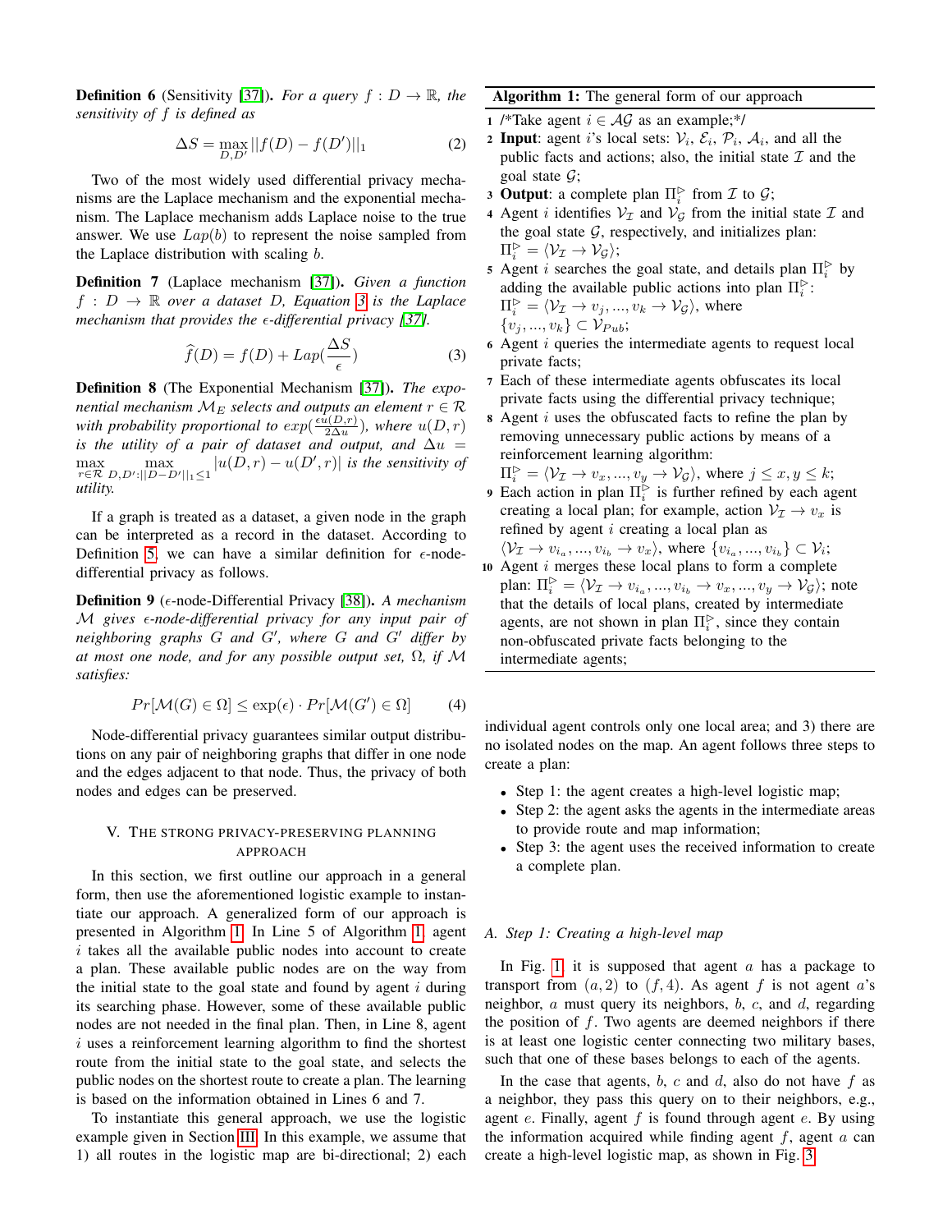**Definition 6** (Sensitivity [37]). *For a query $f : D \to \mathbb{R}$, the sensitivity of $f$ is defined as*

$$\Delta S = \max_{D,D'} ||f(D) - f(D')||_1 \tag{2}$$

Two of the most widely used differential privacy mechanisms are the Laplace mechanism and the exponential mechanism. The Laplace mechanism adds Laplace noise to the true answer. We use $Lap(b)$ to represent the noise sampled from the Laplace distribution with scaling $b$.

**Definition 7** (Laplace mechanism [37]). *Given a function $f : D \to \mathbb{R}$ over a dataset $D$, Equation 3 is the Laplace mechanism that provides the $\epsilon$-differential privacy [37].*

$$\widehat{f}(D) = f(D) + Lap(\frac{\Delta S}{\epsilon}) \tag{3}$$

**Definition 8** (The Exponential Mechanism [37]). *The exponential mechanism $\mathcal{M}_E$ selects and outputs an element $r \in \mathcal{R}$ with probability proportional to $exp(\frac{\epsilon u(D,r)}{2\Delta u})$, where $u(D,r)$ is the utility of a pair of dataset and output, and $\Delta u = \max_{r\in\mathcal{R}} \max_{D,D':||D-D'||_1\leq 1} |u(D,r) - u(D',r)|$ is the sensitivity of utility.*

If a graph is treated as a dataset, a given node in the graph can be interpreted as a record in the dataset. According to Definition 5, we can have a similar definition for $\epsilon$-node-differential privacy as follows.

**Definition 9** ($\epsilon$-node-Differential Privacy [38]). *A mechanism $\mathcal{M}$ gives $\epsilon$-node-differential privacy for any input pair of neighboring graphs $G$ and $G'$, where $G$ and $G'$ differ by at most one node, and for any possible output set, $\Omega$, if $\mathcal{M}$ satisfies:*

$$Pr[\mathcal{M}(G) \in \Omega] \leq \exp(\epsilon) \cdot Pr[\mathcal{M}(G') \in \Omega] \tag{4}$$

Node-differential privacy guarantees similar output distributions on any pair of neighboring graphs that differ in one node and the edges adjacent to that node. Thus, the privacy of both nodes and edges can be preserved.

## V. The strong privacy-preserving planning approach

In this section, we first outline our approach in a general form, then use the aforementioned logistic example to instantiate our approach. A generalized form of our approach is presented in Algorithm 1. In Line 5 of Algorithm 1, agent $i$ takes all the available public nodes into account to create a plan. These available public nodes are on the way from the initial state to the goal state and found by agent $i$ during its searching phase. However, some of these available public nodes are not needed in the final plan. Then, in Line 8, agent $i$ uses a reinforcement learning algorithm to find the shortest route from the initial state to the goal state, and selects the public nodes on the shortest route to create a plan. The learning is based on the information obtained in Lines 6 and 7.

To instantiate this general approach, we use the logistic example given in Section III. In this example, we assume that 1) all routes in the logistic map are bi-directional; 2) each individual agent controls only one local area; and 3) there are no isolated nodes on the map. An agent follows three steps to create a plan:

**Algorithm 1:** The general form of our approach

1. /*Take agent $i \in \mathcal{AG}$ as an example;*/
2. **Input**: agent $i$'s local sets: $\mathcal{V}_i$, $\mathcal{E}_i$, $\mathcal{P}_i$, $\mathcal{A}_i$, and all the public facts and actions; also, the initial state $\mathcal{I}$ and the goal state $\mathcal{G}$;
3. **Output**: a complete plan $\Pi_i^{\triangleright}$ from $\mathcal{I}$ to $\mathcal{G}$;
4. Agent $i$ identifies $\mathcal{V}_\mathcal{I}$ and $\mathcal{V}_\mathcal{G}$ from the initial state $\mathcal{I}$ and the goal state $\mathcal{G}$, respectively, and initializes plan: $\Pi_i^{\triangleright} = \langle \mathcal{V}_\mathcal{I} \to \mathcal{V}_\mathcal{G} \rangle$;
5. Agent $i$ searches the goal state, and details plan $\Pi_i^{\triangleright}$ by adding the available public actions into plan $\Pi_i^{\triangleright}$: $\Pi_i^{\triangleright} = \langle \mathcal{V}_\mathcal{I} \to v_j, ..., v_k \to \mathcal{V}_\mathcal{G} \rangle$, where $\{v_j, ..., v_k\} \subset \mathcal{V}_{Pub}$;
6. Agent $i$ queries the intermediate agents to request local private facts;
7. Each of these intermediate agents obfuscates its local private facts using the differential privacy technique;
8. Agent $i$ uses the obfuscated facts to refine the plan by removing unnecessary public actions by means of a reinforcement learning algorithm: $\Pi_i^{\triangleright} = \langle \mathcal{V}_\mathcal{I} \to v_x, ..., v_y \to \mathcal{V}_\mathcal{G} \rangle$, where $j \leq x, y \leq k$;
9. Each action in plan $\Pi_i^{\triangleright}$ is further refined by each agent creating a local plan; for example, action $\mathcal{V}_\mathcal{I} \to v_x$ is refined by agent $i$ creating a local plan as $\langle \mathcal{V}_\mathcal{I} \to v_{i_a}, ..., v_{i_b} \to v_x \rangle$, where $\{v_{i_a}, ..., v_{i_b}\} \subset \mathcal{V}_i$;
10. Agent $i$ merges these local plans to form a complete plan: $\Pi_i^{\triangleright} = \langle \mathcal{V}_\mathcal{I} \to v_{i_a}, ..., v_{i_b} \to v_x, ..., v_y \to \mathcal{V}_\mathcal{G} \rangle$; note that the details of local plans, created by intermediate agents, are not shown in plan $\Pi_i^{\triangleright}$, since they contain non-obfuscated private facts belonging to the intermediate agents;

- Step 1: the agent creates a high-level logistic map;
- Step 2: the agent asks the agents in the intermediate areas to provide route and map information;
- Step 3: the agent uses the received information to create a complete plan.

### A. Step 1: Creating a high-level map

In Fig. 1, it is supposed that agent $a$ has a package to transport from $(a, 2)$ to $(f, 4)$. As agent $f$ is not agent $a$'s neighbor, $a$ must query its neighbors, $b$, $c$, and $d$, regarding the position of $f$. Two agents are deemed neighbors if there is at least one logistic center connecting two military bases, such that one of these bases belongs to each of the agents.

In the case that agents, $b$, $c$ and $d$, also do not have $f$ as a neighbor, they pass this query on to their neighbors, e.g., agent $e$. Finally, agent $f$ is found through agent $e$. By using the information acquired while finding agent $f$, agent $a$ can create a high-level logistic map, as shown in Fig. 3.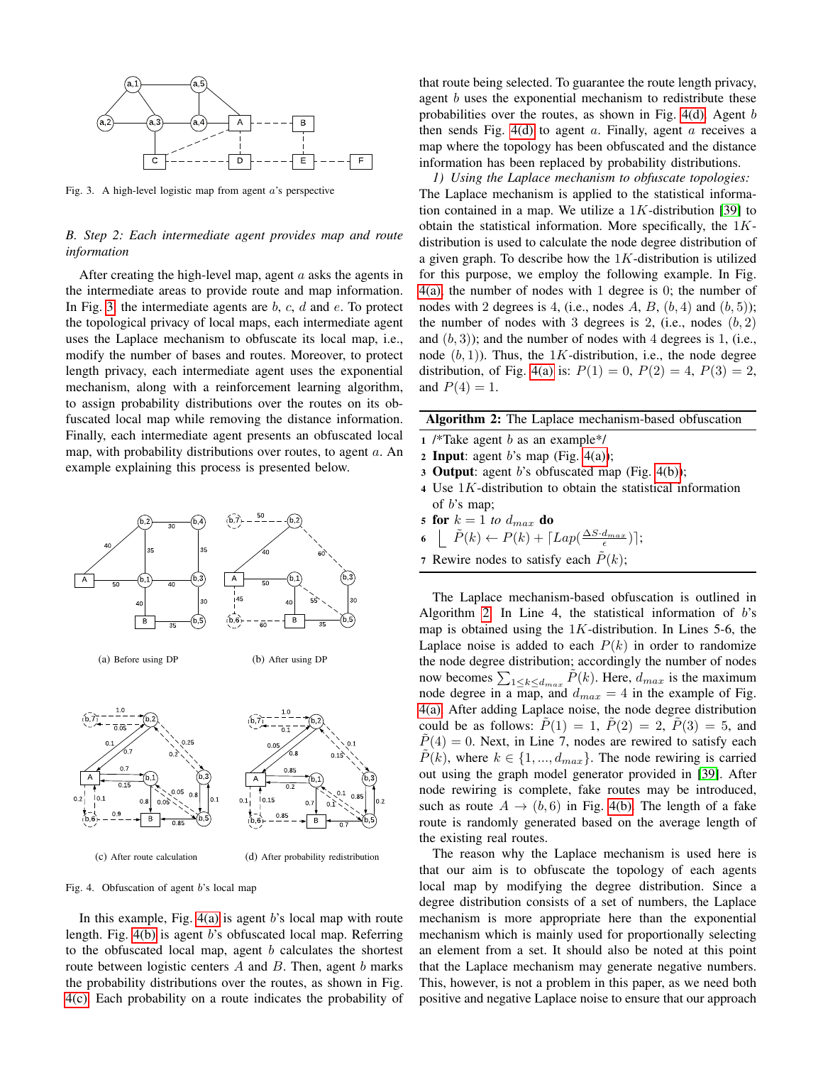Fig. 3. A high-level logistic map from agent $a$'s perspective

### B. Step 2: Each intermediate agent provides map and route information

After creating the high-level map, agent $a$ asks the agents in the intermediate areas to provide route and map information. In Fig. 3, the intermediate agents are $b$, $c$, $d$ and $e$. To protect the topological privacy of local maps, each intermediate agent uses the Laplace mechanism to obfuscate its local map, i.e., modify the number of bases and routes. Moreover, to protect length privacy, each intermediate agent uses the exponential mechanism, along with a reinforcement learning algorithm, to assign probability distributions over the routes on its obfuscated local map while removing the distance information. Finally, each intermediate agent presents an obfuscated local map, with probability distributions over routes, to agent $a$. An example explaining this process is presented below.

(a) Before using DP

(b) After using DP

(c) After route calculation

(d) After probability redistribution

Fig. 4. Obfuscation of agent $b$'s local map

In this example, Fig. 4(a) is agent $b$'s local map with route length. Fig. 4(b) is agent $b$'s obfuscated local map. Referring to the obfuscated local map, agent $b$ calculates the shortest route between logistic centers $A$ and $B$. Then, agent $b$ marks the probability distributions over the routes, as shown in Fig. 4(c). Each probability on a route indicates the probability of that route being selected. To guarantee the route length privacy, agent $b$ uses the exponential mechanism to redistribute these probabilities over the routes, as shown in Fig. 4(d). Agent $b$ then sends Fig. 4(d) to agent $a$. Finally, agent $a$ receives a map where the topology has been obfuscated and the distance information has been replaced by probability distributions.

*1) Using the Laplace mechanism to obfuscate topologies:* The Laplace mechanism is applied to the statistical information contained in a map. We utilize a $1K$-distribution [39] to obtain the statistical information. More specifically, the $1K$-distribution is used to calculate the node degree distribution of a given graph. To describe how the $1K$-distribution is utilized for this purpose, we employ the following example. In Fig. 4(a), the number of nodes with 1 degree is 0; the number of nodes with 2 degrees is 4, (i.e., nodes $A$, $B$, $(b,4)$ and $(b,5)$); the number of nodes with 3 degrees is 2, (i.e., nodes $(b,2)$ and $(b,3)$); and the number of nodes with 4 degrees is 1, (i.e., node $(b,1)$). Thus, the $1K$-distribution, i.e., the node degree distribution, of Fig. 4(a) is: $P(1) = 0$, $P(2) = 4$, $P(3) = 2$, and $P(4) = 1$.

**Algorithm 2:** The Laplace mechanism-based obfuscation

```
1 /*Take agent b as an example*/
2 Input: agent b's map (Fig. 4(a));
3 Output: agent b's obfuscated map (Fig. 4(b));
4 Use 1K-distribution to obtain the statistical information
  of b's map;
5 for k = 1 to d_max do
6     P̃(k) ← P(k) + ⌈Lap(ΔS·d_max / ε)⌉;
7 Rewire nodes to satisfy each P̃(k);
```

The Laplace mechanism-based obfuscation is outlined in Algorithm 2. In Line 4, the statistical information of $b$'s map is obtained using the $1K$-distribution. In Lines 5-6, the Laplace noise is added to each $P(k)$ in order to randomize the node degree distribution; accordingly the number of nodes now becomes $\sum_{1\leq k\leq d_{max}} \tilde{P}(k)$. Here, $d_{max}$ is the maximum node degree in a map, and $d_{max} = 4$ in the example of Fig. 4(a). After adding Laplace noise, the node degree distribution could be as follows: $\tilde{P}(1) = 1$, $\tilde{P}(2) = 2$, $\tilde{P}(3) = 5$, and $\tilde{P}(4) = 0$. Next, in Line 7, nodes are rewired to satisfy each $\tilde{P}(k)$, where $k \in \{1, ..., d_{max}\}$. The node rewiring is carried out using the graph model generator provided in [39]. After node rewiring is complete, fake routes may be introduced, such as route $A \rightarrow (b,6)$ in Fig. 4(b). The length of a fake route is randomly generated based on the average length of the existing real routes.

The reason why the Laplace mechanism is used here is that our aim is to obfuscate the topology of each agents local map by modifying the degree distribution. Since a degree distribution consists of a set of numbers, the Laplace mechanism is more appropriate here than the exponential mechanism which is mainly used for proportionally selecting an element from a set. It should also be noted at this point that the Laplace mechanism may generate negative numbers. This, however, is not a problem in this paper, as we need both positive and negative Laplace noise to ensure that our approach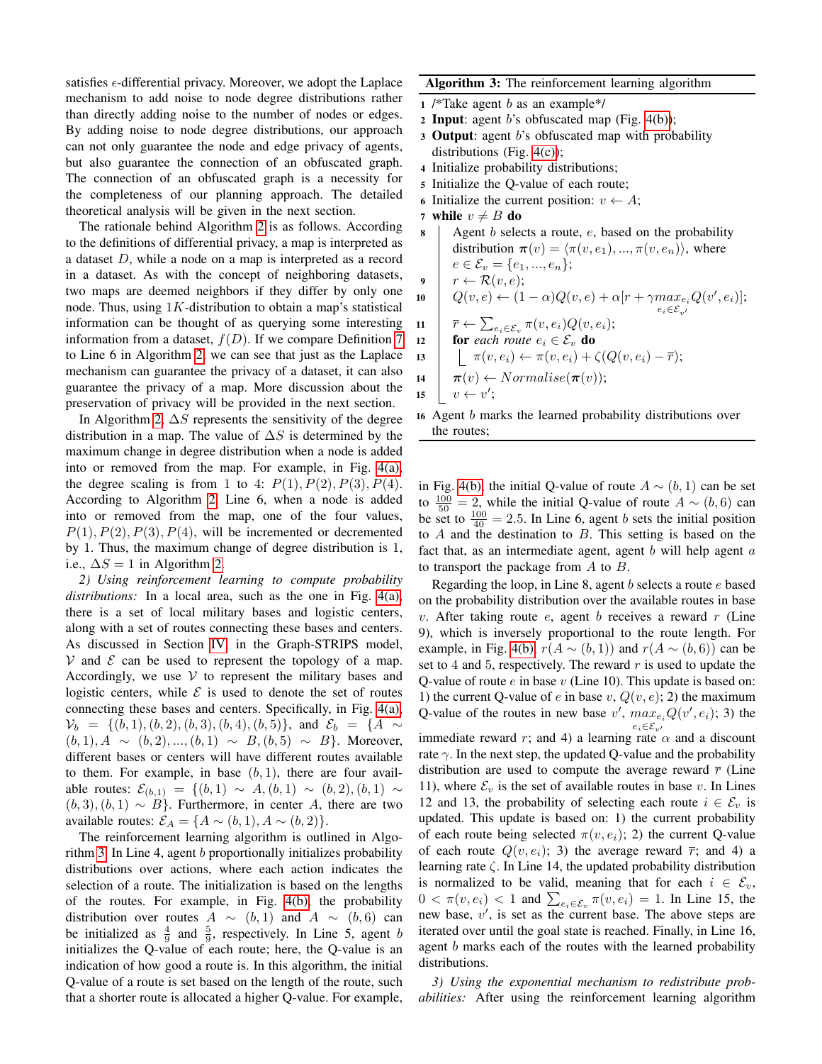satisfies $\epsilon$-differential privacy. Moreover, we adopt the Laplace mechanism to add noise to node degree distributions rather than directly adding noise to the number of nodes or edges. By adding noise to node degree distributions, our approach can not only guarantee the node and edge privacy of agents, but also guarantee the connection of an obfuscated graph. The connection of an obfuscated graph is a necessity for the completeness of our planning approach. The detailed theoretical analysis will be given in the next section.

The rationale behind Algorithm 2 is as follows. According to the definitions of differential privacy, a map is interpreted as a dataset $D$, while a node on a map is interpreted as a record in a dataset. As with the concept of neighboring datasets, two maps are deemed neighbors if they differ by only one node. Thus, using $1K$-distribution to obtain a map's statistical information can be thought of as querying some interesting information from a dataset, $f(D)$. If we compare Definition 7 to Line 6 in Algorithm 2, we can see that just as the Laplace mechanism can guarantee the privacy of a dataset, it can also guarantee the privacy of a map. More discussion about the preservation of privacy will be provided in the next section.

In Algorithm 2, $\Delta S$ represents the sensitivity of the degree distribution in a map. The value of $\Delta S$ is determined by the maximum change in degree distribution when a node is added into or removed from the map. For example, in Fig. 4(a), the degree scaling is from 1 to 4: $P(1), P(2), P(3), P(4)$. According to Algorithm 2, Line 6, when a node is added into or removed from the map, one of the four values, $P(1), P(2), P(3), P(4)$, will be incremented or decremented by 1. Thus, the maximum change of degree distribution is 1, i.e., $\Delta S = 1$ in Algorithm 2.

*2) Using reinforcement learning to compute probability distributions:* In a local area, such as the one in Fig. 4(a), there is a set of local military bases and logistic centers, along with a set of routes connecting these bases and centers. As discussed in Section IV, in the Graph-STRIPS model, $\mathcal{V}$ and $\mathcal{E}$ can be used to represent the topology of a map. Accordingly, we use $\mathcal{V}$ to represent the military bases and logistic centers, while $\mathcal{E}$ is used to denote the set of routes connecting these bases and centers. Specifically, in Fig. 4(a), $\mathcal{V}_b = \{(b,1),(b,2),(b,3),(b,4),(b,5)\}$, and $\mathcal{E}_b = \{A \sim (b,1), A \sim (b,2), ..., (b,1) \sim B, (b,5) \sim B\}$. Moreover, different bases or centers will have different routes available to them. For example, in base $(b,1)$, there are four available routes: $\mathcal{E}_{(b,1)} = \{(b,1) \sim A, (b,1) \sim (b,2), (b,1) \sim (b,3), (b,1) \sim B\}$. Furthermore, in center $A$, there are two available routes: $\mathcal{E}_A = \{A \sim (b,1), A \sim (b,2)\}$.

The reinforcement learning algorithm is outlined in Algorithm 3. In Line 4, agent $b$ proportionally initializes probability distributions over actions, where each action indicates the selection of a route. The initialization is based on the lengths of the routes. For example, in Fig. 4(b), the probability distribution over routes $A \sim (b,1)$ and $A \sim (b,6)$ can be initialized as $\frac{4}{9}$ and $\frac{5}{9}$, respectively. In Line 5, agent $b$ initializes the Q-value of each route; here, the Q-value is an indication of how good a route is. In this algorithm, the initial Q-value of a route is set based on the length of the route, such that a shorter route is allocated a higher Q-value. For example, in Fig. 4(b), the initial Q-value of route $A \sim (b,1)$ can be set to $\frac{100}{50} = 2$, while the initial Q-value of route $A \sim (b,6)$ can be set to $\frac{100}{40} = 2.5$. In Line 6, agent $b$ sets the initial position to $A$ and the destination to $B$. This setting is based on the fact that, as an intermediate agent, agent $b$ will help agent $a$ to transport the package from $A$ to $B$.

**Algorithm 3:** The reinforcement learning algorithm

```
1  /*Take agent b as an example*/
2  Input: agent b's obfuscated map (Fig. 4(b));
3  Output: agent b's obfuscated map with probability
   distributions (Fig. 4(c));
4  Initialize probability distributions;
5  Initialize the Q-value of each route;
6  Initialize the current position: v ← A;
7  while v ≠ B do
8      Agent b selects a route, e, based on the probability
       distribution π(v) = ⟨π(v,e_1),...,π(v,e_n)⟩, where
       e ∈ E_v = {e_1,...,e_n};
9      r ← R(v,e);
10     Q(v,e) ← (1−α)Q(v,e) + α[r + γ max_{e_i ∈ E_v'} Q(v',e_i)];
11     r̄ ← Σ_{e_i ∈ E_v} π(v,e_i)Q(v,e_i);
12     for each route e_i ∈ E_v do
13         π(v,e_i) ← π(v,e_i) + ζ(Q(v,e_i) − r̄);
14     π(v) ← Normalise(π(v));
15     v ← v';
16 Agent b marks the learned probability distributions over
   the routes;
```

Regarding the loop, in Line 8, agent $b$ selects a route $e$ based on the probability distribution over the available routes in base $v$. After taking route $e$, agent $b$ receives a reward $r$ (Line 9), which is inversely proportional to the route length. For example, in Fig. 4(b), $r(A \sim (b,1))$ and $r(A \sim (b,6))$ can be set to 4 and 5, respectively. The reward $r$ is used to update the Q-value of route $e$ in base $v$ (Line 10). This update is based on: 1) the current Q-value of $e$ in base $v$, $Q(v,e)$; 2) the maximum Q-value of the routes in new base $v'$, $max_{e_i \in \mathcal{E}_{v'}} Q(v',e_i)$; 3) the immediate reward $r$; and 4) a learning rate $\alpha$ and a discount rate $\gamma$. In the next step, the updated Q-value and the probability distribution are used to compute the average reward $\overline{r}$ (Line 11), where $\mathcal{E}_v$ is the set of available routes in base $v$. In Lines 12 and 13, the probability of selecting each route $i \in \mathcal{E}_v$ is updated. This update is based on: 1) the current probability of each route being selected $\pi(v,e_i)$; 2) the current Q-value of each route $Q(v,e_i)$; 3) the average reward $\overline{r}$; and 4) a learning rate $\zeta$. In Line 14, the updated probability distribution is normalised to be valid, meaning that for each $i \in \mathcal{E}_v$, $0 < \pi(v,e_i) < 1$ and $\sum_{e_i \in \mathcal{E}_v} \pi(v,e_i) = 1$. In Line 15, the new base, $v'$, is set as the current base. The above steps are iterated over until the goal state is reached. Finally, in Line 16, agent $b$ marks each of the routes with the learned probability distributions.

*3) Using the exponential mechanism to redistribute probabilities:* After using the reinforcement learning algorithm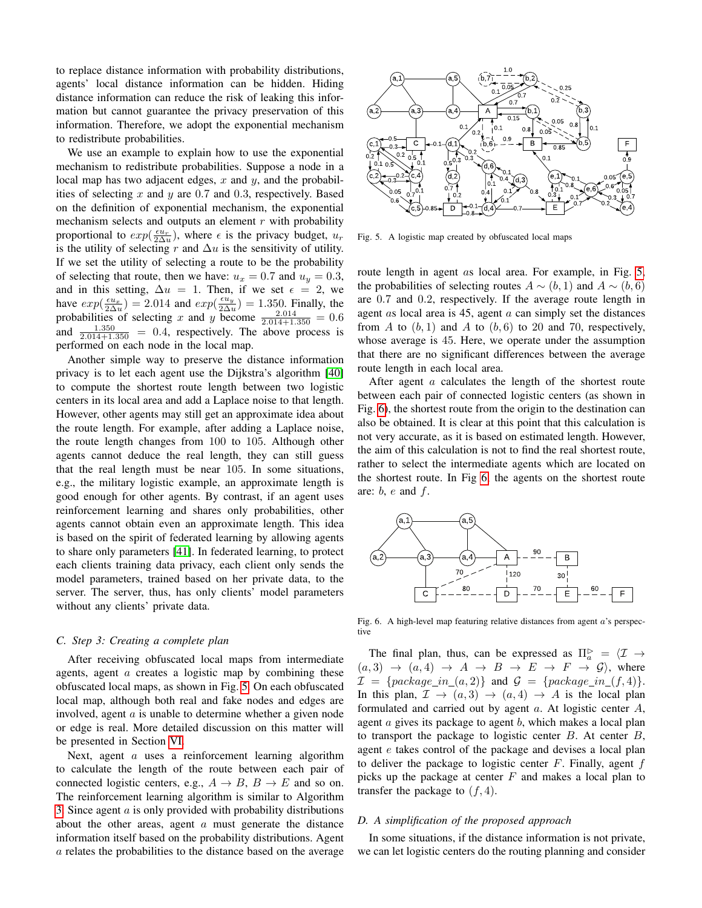to replace distance information with probability distributions, agents' local distance information can be hidden. Hiding distance information can reduce the risk of leaking this information but cannot guarantee the privacy preservation of this information. Therefore, we adopt the exponential mechanism to redistribute probabilities.

We use an example to explain how to use the exponential mechanism to redistribute probabilities. Suppose a node in a local map has two adjacent edges, $x$ and $y$, and the probabilities of selecting $x$ and $y$ are 0.7 and 0.3, respectively. Based on the definition of exponential mechanism, the exponential mechanism selects and outputs an element $r$ with probability proportional to $exp(\frac{\epsilon u_r}{2\Delta u})$, where $\epsilon$ is the privacy budget, $u_r$ is the utility of selecting $r$ and $\Delta u$ is the sensitivity of utility. If we set the utility of selecting a route to be the probability of selecting that route, then we have: $u_x = 0.7$ and $u_y = 0.3$, and in this setting, $\Delta u = 1$. Then, if we set $\epsilon = 2$, we have $exp(\frac{\epsilon u_x}{2\Delta u}) = 2.014$ and $exp(\frac{\epsilon u_y}{2\Delta u}) = 1.350$. Finally, the probabilities of selecting $x$ and $y$ become $\frac{2.014}{2.014+1.350} = 0.6$ and $\frac{1.350}{2.014+1.350} = 0.4$, respectively. The above process is performed on each node in the local map.

Another simple way to preserve the distance information privacy is to let each agent use the Dijkstra's algorithm [40] to compute the shortest route length between two logistic centers in its local area and add a Laplace noise to that length. However, other agents may still get an approximate idea about the route length. For example, after adding a Laplace noise, the route length changes from 100 to 105. Although other agents cannot deduce the real length, they can still guess that the real length must be near 105. In some situations, e.g., the military logistic example, an approximate length is good enough for other agents. By contrast, if an agent uses reinforcement learning and shares only probabilities, other agents cannot obtain even an approximate length. This idea is based on the spirit of federated learning by allowing agents to share only parameters [41]. In federated learning, to protect each clients training data privacy, each client only sends the model parameters, trained based on her private data, to the server. The server, thus, has only clients' model parameters without any clients' private data.

### C. Step 3: Creating a complete plan

After receiving obfuscated local maps from intermediate agents, agent $a$ creates a logistic map by combining these obfuscated local maps, as shown in Fig. 5. On each obfuscated local map, although both real and fake nodes and edges are involved, agent $a$ is unable to determine whether a given node or edge is real. More detailed discussion on this matter will be presented in Section VI.

Next, agent $a$ uses a reinforcement learning algorithm to calculate the length of the route between each pair of connected logistic centers, e.g., $A \rightarrow B$, $B \rightarrow E$ and so on. The reinforcement learning algorithm is similar to Algorithm 3. Since agent $a$ is only provided with probability distributions about the other areas, agent $a$ must generate the distance information itself based on the probability distributions. Agent $a$ relates the probabilities to the distance based on the average route length in agent $a$s local area. For example, in Fig. 5, the probabilities of selecting routes $A \sim (b,1)$ and $A \sim (b,6)$ are 0.7 and 0.2, respectively. If the average route length in agent $a$s local area is 45, agent $a$ can simply set the distances from $A$ to $(b,1)$ and $A$ to $(b,6)$ to 20 and 70, respectively, whose average is 45. Here, we operate under the assumption that there are no significant differences between the average route length in each local area.

Fig. 5. A logistic map created by obfuscated local maps

After agent $a$ calculates the length of the shortest route between each pair of connected logistic centers (as shown in Fig. 6), the shortest route from the origin to the destination can also be obtained. It is clear at this point that this calculation is not very accurate, as it is based on estimated length. However, the aim of this calculation is not to find the real shortest route, rather to select the intermediate agents which are located on the shortest route. In Fig 6, the agents on the shortest route are: $b$, $e$ and $f$.

Fig. 6. A high-level map featuring relative distances from agent $a$'s perspective

The final plan, thus, can be expressed as $\Pi_a^{\triangleright} = \langle \mathcal{I} \rightarrow (a,3) \rightarrow (a,4) \rightarrow A \rightarrow B \rightarrow E \rightarrow F \rightarrow \mathcal{G} \rangle$, where $\mathcal{I} = \{package\_in\_(a,2)\}$ and $\mathcal{G} = \{package\_in\_(f,4)\}$. In this plan, $\mathcal{I} \rightarrow (a,3) \rightarrow (a,4) \rightarrow A$ is the local plan formulated and carried out by agent $a$. At logistic center $A$, agent $a$ gives its package to agent $b$, which makes a local plan to transport the package to logistic center $B$. At center $B$, agent $e$ takes control of the package and devises a local plan to deliver the package to logistic center $F$. Finally, agent $f$ picks up the package at center $F$ and makes a local plan to transfer the package to $(f,4)$.

### D. A simplification of the proposed approach

In some situations, if the distance information is not private, we can let logistic centers do the routing planning and consider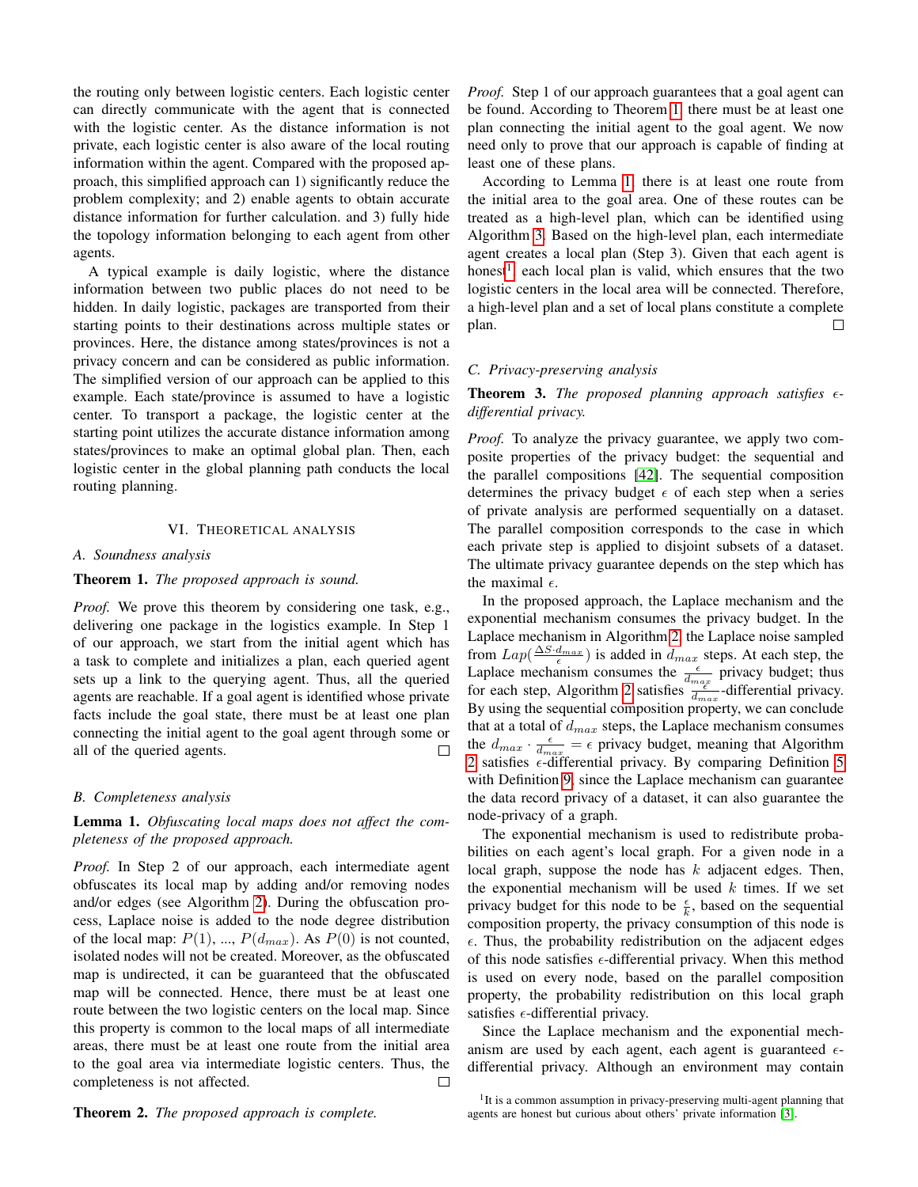the routing only between logistic centers. Each logistic center can directly communicate with the agent that is connected with the logistic center. As the distance information is not private, each logistic center is also aware of the local routing information within the agent. Compared with the proposed approach, this simplified approach can 1) significantly reduce the problem complexity; and 2) enable agents to obtain accurate distance information for further calculation. and 3) fully hide the topology information belonging to each agent from other agents.

A typical example is daily logistic, where the distance information between two public places do not need to be hidden. In daily logistic, packages are transported from their starting points to their destinations across multiple states or provinces. Here, the distance among states/provinces is not a privacy concern and can be considered as public information. The simplified version of our approach can be applied to this example. Each state/province is assumed to have a logistic center. To transport a package, the logistic center at the starting point utilizes the accurate distance information among states/provinces to make an optimal global plan. Then, each logistic center in the global planning path conducts the local routing planning.

## VI. Theoretical Analysis

### A. Soundness analysis

**Theorem 1.** *The proposed approach is sound.*

*Proof.* We prove this theorem by considering one task, e.g., delivering one package in the logistics example. In Step 1 of our approach, we start from the initial agent which has a task to complete and initializes a plan, each queried agent sets up a link to the querying agent. Thus, all the queried agents are reachable. If a goal agent is identified whose private facts include the goal state, there must be at least one plan connecting the initial agent to the goal agent through some or all of the queried agents. □

### B. Completeness analysis

**Lemma 1.** *Obfuscating local maps does not affect the completeness of the proposed approach.*

*Proof.* In Step 2 of our approach, each intermediate agent obfuscates its local map by adding and/or removing nodes and/or edges (see Algorithm 2). During the obfuscation process, Laplace noise is added to the node degree distribution of the local map: $P(1)$, ..., $P(d_{max})$. As $P(0)$ is not counted, isolated nodes will not be created. Moreover, as the obfuscated map is undirected, it can be guaranteed that the obfuscated map will be connected. Hence, there must be at least one route between the two logistic centers on the local map. Since this property is common to the local maps of all intermediate areas, there must be at least one route from the initial area to the goal area via intermediate logistic centers. Thus, the completeness is not affected. □

**Theorem 2.** *The proposed approach is complete.*

*Proof.* Step 1 of our approach guarantees that a goal agent can be found. According to Theorem 1, there must be at least one plan connecting the initial agent to the goal agent. We now need only to prove that our approach is capable of finding at least one of these plans.

According to Lemma 1, there is at least one route from the initial area to the goal area. One of these routes can be treated as a high-level plan, which can be identified using Algorithm 3. Based on the high-level plan, each intermediate agent creates a local plan (Step 3). Given that each agent is honest[1], each local plan is valid, which ensures that the two logistic centers in the local area will be connected. Therefore, a high-level plan and a set of local plans constitute a complete plan. □

### C. Privacy-preserving analysis

**Theorem 3.** *The proposed planning approach satisfies $\epsilon$-differential privacy.*

*Proof.* To analyze the privacy guarantee, we apply two composite properties of the privacy budget: the sequential and the parallel compositions [42]. The sequential composition determines the privacy budget $\epsilon$ of each step when a series of private analysis are performed sequentially on a dataset. The parallel composition corresponds to the case in which each private step is applied to disjoint subsets of a dataset. The ultimate privacy guarantee depends on the step which has the maximal $\epsilon$.

In the proposed approach, the Laplace mechanism and the exponential mechanism consumes the privacy budget. In the Laplace mechanism in Algorithm 2, the Laplace noise sampled from $Lap(\frac{\Delta S \cdot d_{max}}{\epsilon})$ is added in $d_{max}$ steps. At each step, the Laplace mechanism consumes the $\frac{\epsilon}{d_{max}}$ privacy budget; thus for each step, Algorithm 2 satisfies $\frac{\epsilon}{d_{max}}$-differential privacy. By using the sequential composition property, we can conclude that at a total of $d_{max}$ steps, the Laplace mechanism consumes the $d_{max} \cdot \frac{\epsilon}{d_{max}} = \epsilon$ privacy budget, meaning that Algorithm 2 satisfies $\epsilon$-differential privacy. By comparing Definition 5 with Definition 9, since the Laplace mechanism can guarantee the data record privacy of a dataset, it can also guarantee the node-privacy of a graph.

The exponential mechanism is used to redistribute probabilities on each agent's local graph. For a given node in a local graph, suppose the node has $k$ adjacent edges. Then, the exponential mechanism will be used $k$ times. If we set privacy budget for this node to be $\frac{\epsilon}{k}$, based on the sequential composition property, the privacy consumption of this node is $\epsilon$. Thus, the probability redistribution on the adjacent edges of this node satisfies $\epsilon$-differential privacy. When this method is used on every node, based on the parallel composition property, the probability redistribution on this local graph satisfies $\epsilon$-differential privacy.

Since the Laplace mechanism and the exponential mechanism are used by each agent, each agent is guaranteed $\epsilon$-differential privacy. Although an environment may contain

[1] It is a common assumption in privacy-preserving multi-agent planning that agents are honest but curious about others' private information [3].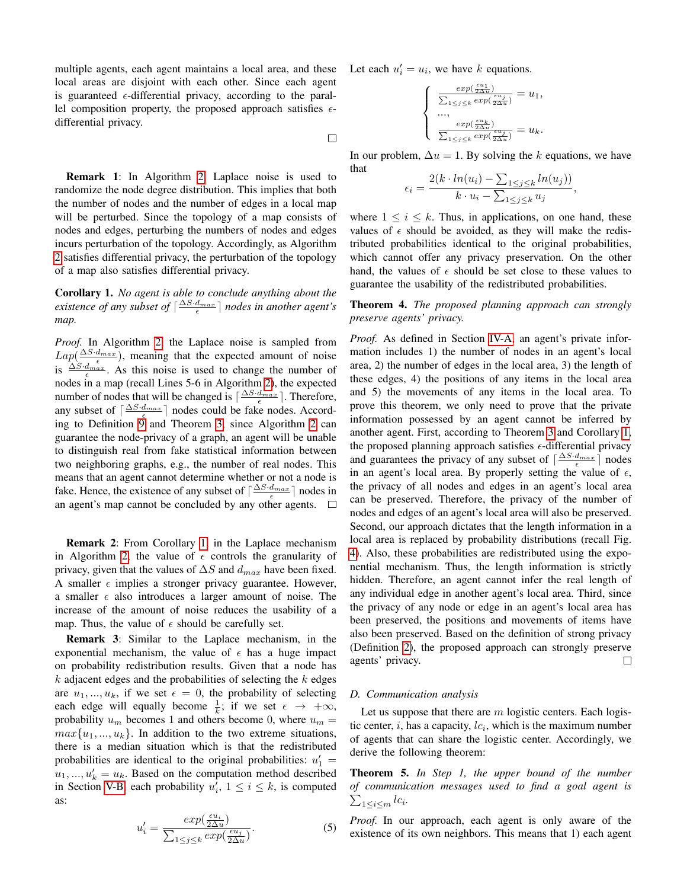multiple agents, each agent maintains a local area, and these local areas are disjoint with each other. Since each agent is guaranteed $\epsilon$-differential privacy, according to the parallel composition property, the proposed approach satisfies $\epsilon$-differential privacy. □

**Remark 1**: In Algorithm 2, Laplace noise is used to randomize the node degree distribution. This implies that both the number of nodes and the number of edges in a local map will be perturbed. Since the topology of a map consists of nodes and edges, perturbing the numbers of nodes and edges incurs perturbation of the topology. Accordingly, as Algorithm 2 satisfies differential privacy, the perturbation of the topology of a map also satisfies differential privacy.

**Corollary 1.** *No agent is able to conclude anything about the existence of any subset of* $\lceil \frac{\Delta S \cdot d_{max}}{\epsilon} \rceil$ *nodes in another agent's map.*

*Proof.* In Algorithm 2, the Laplace noise is sampled from $Lap(\frac{\Delta S \cdot d_{max}}{\epsilon})$, meaning that the expected amount of noise is $\frac{\Delta S \cdot d_{max}}{\epsilon}$. As this noise is used to change the number of nodes in a map (recall Lines 5-6 in Algorithm 2), the expected number of nodes that will be changed is $\lceil \frac{\Delta S \cdot d_{max}}{\epsilon} \rceil$. Therefore, any subset of $\lceil \frac{\Delta S \cdot d_{max}}{\epsilon} \rceil$ nodes could be fake nodes. According to Definition 9 and Theorem 3, since Algorithm 2 can guarantee the node-privacy of a graph, an agent will be unable to distinguish real from fake statistical information between two neighboring graphs, e.g., the number of real nodes. This means that an agent cannot determine whether or not a node is fake. Hence, the existence of any subset of $\lceil \frac{\Delta S \cdot d_{max}}{\epsilon} \rceil$ nodes in an agent's map cannot be concluded by any other agents. □

**Remark 2**: From Corollary 1, in the Laplace mechanism in Algorithm 2, the value of $\epsilon$ controls the granularity of privacy, given that the values of $\Delta S$ and $d_{max}$ have been fixed. A smaller $\epsilon$ implies a stronger privacy guarantee. However, a smaller $\epsilon$ also introduces a larger amount of noise. The increase of the amount of noise reduces the usability of a map. Thus, the value of $\epsilon$ should be carefully set.

**Remark 3**: Similar to the Laplace mechanism, in the exponential mechanism, the value of $\epsilon$ has a huge impact on probability redistribution results. Given that a node has $k$ adjacent edges and the probabilities of selecting the $k$ edges are $u_1, ..., u_k$, if we set $\epsilon = 0$, the probability of selecting each edge will equally become $\frac{1}{k}$; if we set $\epsilon \rightarrow +\infty$, probability $u_m$ becomes 1 and others become 0, where $u_m = max\{u_1, ..., u_k\}$. In addition to the two extreme situations, there is a median situation which is that the redistributed probabilities are identical to the original probabilities: $u'_1 = u_1, ..., u'_k = u_k$. Based on the computation method described in Section V-B, each probability $u'_i$, $1 \le i \le k$, is computed as:

$$u'_i = \frac{exp(\frac{\epsilon u_i}{2\Delta u})}{\sum_{1 \le j \le k} exp(\frac{\epsilon u_j}{2\Delta u})}. \quad (5)$$

Let each $u'_i = u_i$, we have $k$ equations.

$$\begin{cases} \frac{exp(\frac{\epsilon u_1}{2\Delta u})}{\sum_{1 \le j \le k} exp(\frac{\epsilon u_j}{2\Delta u})} = u_1, \\ ..., \\ \frac{exp(\frac{\epsilon u_k}{2\Delta u})}{\sum_{1 \le j \le k} exp(\frac{\epsilon u_j}{2\Delta u})} = u_k. \end{cases}$$

In our problem, $\Delta u = 1$. By solving the $k$ equations, we have that

$$\epsilon_i = \frac{2(k \cdot ln(u_i) - \sum_{1 \le j \le k} ln(u_j))}{k \cdot u_i - \sum_{1 \le j \le k} u_j},$$

where $1 \le i \le k$. Thus, in applications, on one hand, these values of $\epsilon$ should be avoided, as they will make the redistributed probabilities identical to the original probabilities, which cannot offer any privacy preservation. On the other hand, the values of $\epsilon$ should be set close to these values to guarantee the usability of the redistributed probabilities.

**Theorem 4.** *The proposed planning approach can strongly preserve agents' privacy.*

*Proof.* As defined in Section IV-A, an agent's private information includes 1) the number of nodes in an agent's local area, 2) the number of edges in the local area, 3) the length of these edges, 4) the positions of any items in the local area and 5) the movements of any items in the local area. To prove this theorem, we only need to prove that the private information possessed by an agent cannot be inferred by another agent. First, according to Theorem 3 and Corollary 1, the proposed planning approach satisfies $\epsilon$-differential privacy and guarantees the privacy of any subset of $\lceil \frac{\Delta S \cdot d_{max}}{\epsilon} \rceil$ nodes in an agent's local area. By properly setting the value of $\epsilon$, the privacy of all nodes and edges in an agent's local area can be preserved. Therefore, the privacy of the number of nodes and edges of an agent's local area will also be preserved. Second, our approach dictates that the length information in a local area is replaced by probability distributions (recall Fig. 4). Also, these probabilities are redistributed using the exponential mechanism. Thus, the length information is strictly hidden. Therefore, an agent cannot infer the real length of any individual edge in another agent's local area. Third, since the privacy of any node or edge in an agent's local area has been preserved, the positions and movements of items have also been preserved. Based on the definition of strong privacy (Definition 2), the proposed approach can strongly preserve agents' privacy. □

### D. Communication analysis

Let us suppose that there are $m$ logistic centers. Each logistic center, $i$, has a capacity, $lc_i$, which is the maximum number of agents that can share the logistic center. Accordingly, we derive the following theorem:

**Theorem 5.** *In Step 1, the upper bound of the number of communication messages used to find a goal agent is* $\sum_{1 \le i \le m} lc_i$.

*Proof.* In our approach, each agent is only aware of the existence of its own neighbors. This means that 1) each agent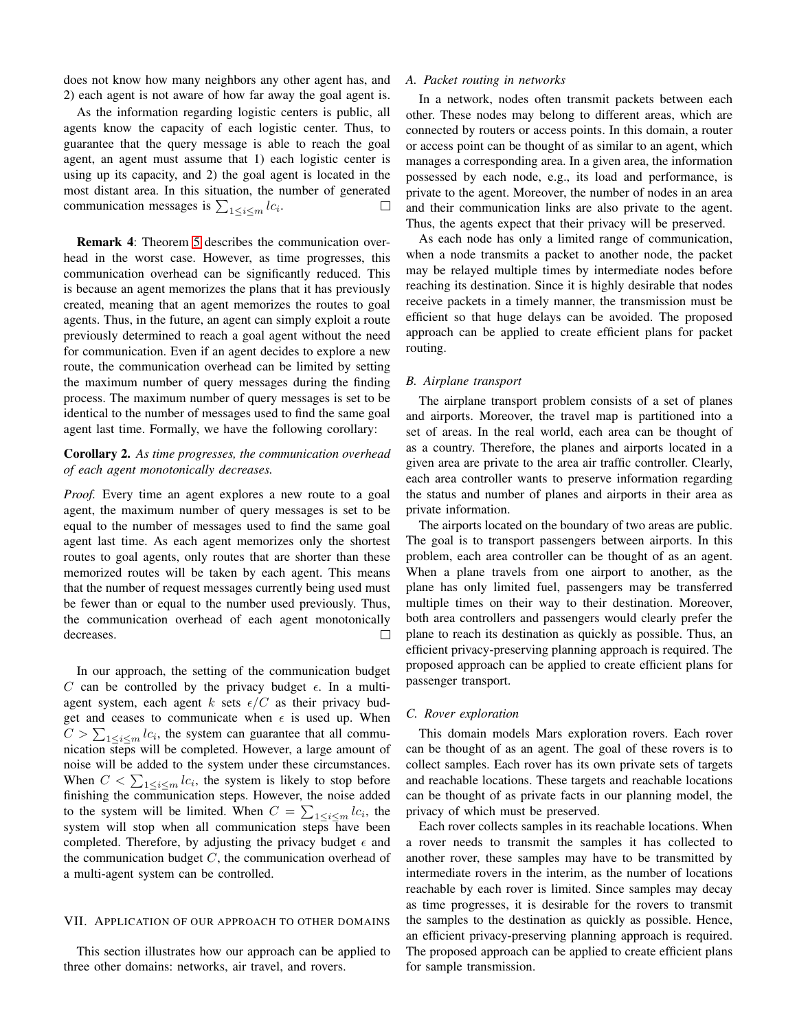does not know how many neighbors any other agent has, and 2) each agent is not aware of how far away the goal agent is.

As the information regarding logistic centers is public, all agents know the capacity of each logistic center. Thus, to guarantee that the query message is able to reach the goal agent, an agent must assume that 1) each logistic center is using up its capacity, and 2) the goal agent is located in the most distant area. In this situation, the number of generated communication messages is $\sum_{1\leq i\leq m} lc_i$. □

**Remark 4**: Theorem 5 describes the communication overhead in the worst case. However, as time progresses, this communication overhead can be significantly reduced. This is because an agent memorizes the plans that it has previously created, meaning that an agent memorizes the routes to goal agents. Thus, in the future, an agent can simply exploit a route previously determined to reach a goal agent without the need for communication. Even if an agent decides to explore a new route, the communication overhead can be limited by setting the maximum number of query messages during the finding process. The maximum number of query messages is set to be identical to the number of messages used to find the same goal agent last time. Formally, we have the following corollary:

**Corollary 2.** *As time progresses, the communication overhead of each agent monotonically decreases.*

*Proof.* Every time an agent explores a new route to a goal agent, the maximum number of query messages is set to be equal to the number of messages used to find the same goal agent last time. As each agent memorizes only the shortest routes to goal agents, only routes that are shorter than these memorized routes will be taken by each agent. This means that the number of request messages currently being used must be fewer than or equal to the number used previously. Thus, the communication overhead of each agent monotonically decreases. □

In our approach, the setting of the communication budget $C$ can be controlled by the privacy budget $\epsilon$. In a multi-agent system, each agent $k$ sets $\epsilon/C$ as their privacy budget and ceases to communicate when $\epsilon$ is used up. When $C > \sum_{1\leq i\leq m} lc_i$, the system can guarantee that all communication steps will be completed. However, a large amount of noise will be added to the system under these circumstances. When $C < \sum_{1\leq i\leq m} lc_i$, the system is likely to stop before finishing the communication steps. However, the noise added to the system will be limited. When $C = \sum_{1\leq i\leq m} lc_i$, the system will stop when all communication steps have been completed. Therefore, by adjusting the privacy budget $\epsilon$ and the communication budget $C$, the communication overhead of a multi-agent system can be controlled.

## VII. Application of our approach to other domains

This section illustrates how our approach can be applied to three other domains: networks, air travel, and rovers.

### A. Packet routing in networks

In a network, nodes often transmit packets between each other. These nodes may belong to different areas, which are connected by routers or access points. In this domain, a router or access point can be thought of as similar to an agent, which manages a corresponding area. In a given area, the information possessed by each node, e.g., its load and performance, is private to the agent. Moreover, the number of nodes in an area and their communication links are also private to the agent. Thus, the agents expect that their privacy will be preserved.

As each node has only a limited range of communication, when a node transmits a packet to another node, the packet may be relayed multiple times by intermediate nodes before reaching its destination. Since it is highly desirable that nodes receive packets in a timely manner, the transmission must be efficient so that huge delays can be avoided. The proposed approach can be applied to create efficient plans for packet routing.

### B. Airplane transport

The airplane transport problem consists of a set of planes and airports. Moreover, the travel map is partitioned into a set of areas. In the real world, each area can be thought of as a country. Therefore, the planes and airports located in a given area are private to the area air traffic controller. Clearly, each area controller wants to preserve information regarding the status and number of planes and airports in their area as private information.

The airports located on the boundary of two areas are public. The goal is to transport passengers between airports. In this problem, each area controller can be thought of as an agent. When a plane travels from one airport to another, as the plane has only limited fuel, passengers may be transferred multiple times on their way to their destination. Moreover, both area controllers and passengers would clearly prefer the plane to reach its destination as quickly as possible. Thus, an efficient privacy-preserving planning approach is required. The proposed approach can be applied to create efficient plans for passenger transport.

### C. Rover exploration

This domain models Mars exploration rovers. Each rover can be thought of as an agent. The goal of these rovers is to collect samples. Each rover has its own private sets of targets and reachable locations. These targets and reachable locations can be thought of as private facts in our planning model, the privacy of which must be preserved.

Each rover collects samples in its reachable locations. When a rover needs to transmit the samples it has collected to another rover, these samples may have to be transmitted by intermediate rovers in the interim, as the number of locations reachable by each rover is limited. Since samples may decay as time progresses, it is desirable for the rovers to transmit the samples to the destination as quickly as possible. Hence, an efficient privacy-preserving planning approach is required. The proposed approach can be applied to create efficient plans for sample transmission.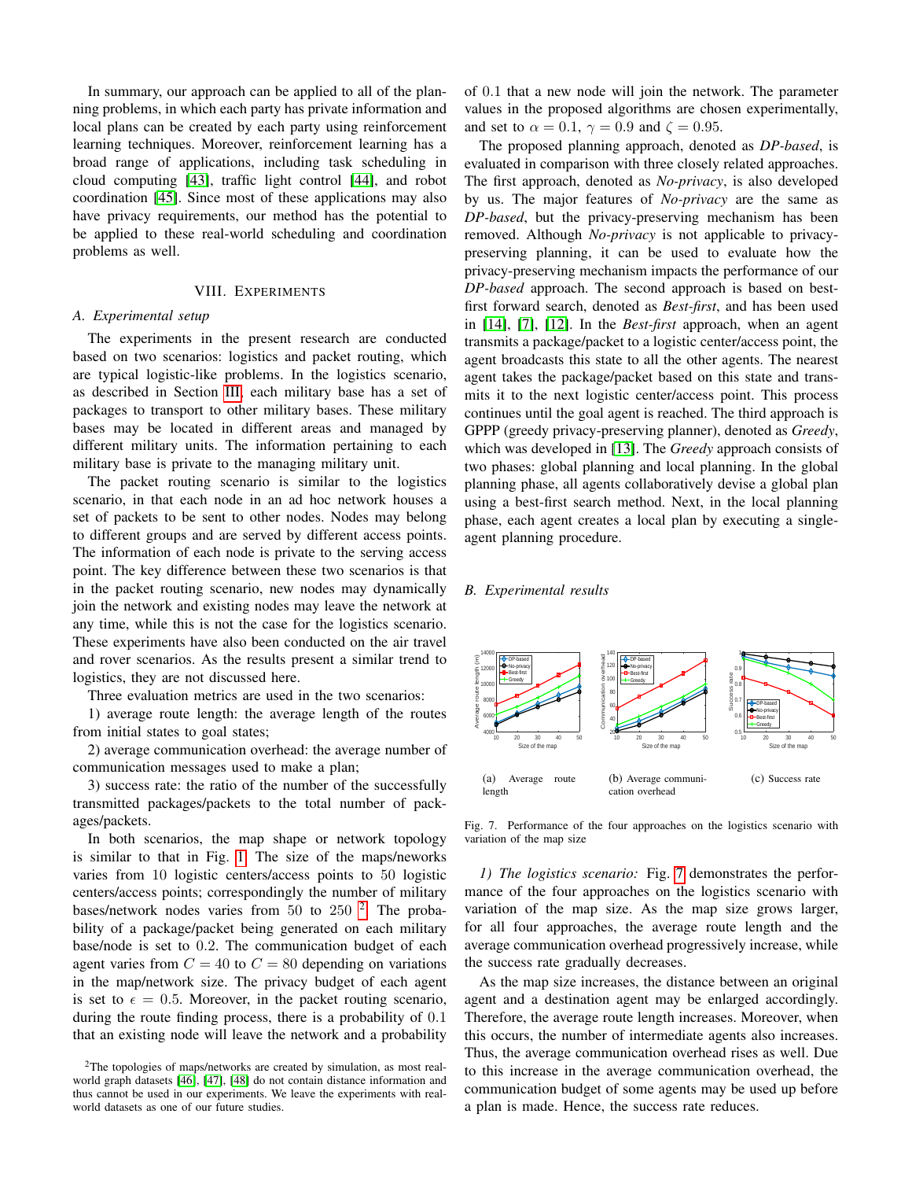In summary, our approach can be applied to all of the planning problems, in which each party has private information and local plans can be created by each party using reinforcement learning techniques. Moreover, reinforcement learning has a broad range of applications, including task scheduling in cloud computing [43], traffic light control [44], and robot coordination [45]. Since most of these applications may also have privacy requirements, our method has the potential to be applied to these real-world scheduling and coordination problems as well.

## VIII. Experiments

### A. Experimental setup

The experiments in the present research are conducted based on two scenarios: logistics and packet routing, which are typical logistic-like problems. In the logistics scenario, as described in Section III, each military base has a set of packages to transport to other military bases. These military bases may be located in different areas and managed by different military units. The information pertaining to each military base is private to the managing military unit.

The packet routing scenario is similar to the logistics scenario, in that each node in an ad hoc network houses a set of packets to be sent to other nodes. Nodes may belong to different groups and are served by different access points. The information of each node is private to the serving access point. The key difference between these two scenarios is that in the packet routing scenario, new nodes may dynamically join the network and existing nodes may leave the network at any time, while this is not the case for the logistics scenario. These experiments have also been conducted on the air travel and rover scenarios. As the results present a similar trend to logistics, they are not discussed here.

Three evaluation metrics are used in the two scenarios:

1) average route length: the average length of the routes from initial states to goal states;

2) average communication overhead: the average number of communication messages used to make a plan;

3) success rate: the ratio of the number of the successfully transmitted packages/packets to the total number of packages/packets.

In both scenarios, the map shape or network topology is similar to that in Fig. 1. The size of the maps/neworks varies from 10 logistic centers/access points to 50 logistic centers/access points; correspondingly the number of military bases/network nodes varies from 50 to 250 [2]. The probability of a package/packet being generated on each military base/node is set to 0.2. The communication budget of each agent varies from $C = 40$ to $C = 80$ depending on variations in the map/network size. The privacy budget of each agent is set to $\epsilon = 0.5$. Moreover, in the packet routing scenario, during the route finding process, there is a probability of 0.1 that an existing node will leave the network and a probability of 0.1 that a new node will join the network. The parameter values in the proposed algorithms are chosen experimentally, and set to $\alpha = 0.1$, $\gamma = 0.9$ and $\zeta = 0.95$.

The proposed planning approach, denoted as *DP-based*, is evaluated in comparison with three closely related approaches. The first approach, denoted as *No-privacy*, is also developed by us. The major features of *No-privacy* are the same as *DP-based*, but the privacy-preserving mechanism has been removed. Although *No-privacy* is not applicable to privacy-preserving planning, it can be used to evaluate how the privacy-preserving mechanism impacts the performance of our *DP-based* approach. The second approach is based on best-first forward search, denoted as *Best-first*, and has been used in [14], [7], [12]. In the *Best-first* approach, when an agent transmits a package/packet to a logistic center/access point, the agent broadcasts this state to all the other agents. The nearest agent takes the package/packet based on this state and transmits it to the next logistic center/access point. This process continues until the goal agent is reached. The third approach is GPPP (greedy privacy-preserving planner), denoted as *Greedy*, which was developed in [13]. The *Greedy* approach consists of two phases: global planning and local planning. In the global planning phase, all agents collaboratively devise a global plan using a best-first search method. Next, in the local planning phase, each agent creates a local plan by executing a single-agent planning procedure.

### B. Experimental results

DP-based
No-privacy
Best-first
Greedy

Average route length (m)
14000 12000 10000 8000 6000 4000
10 20 30 40 50
Size of the map

(a) Average route length

Communication overhead
140 120 100 80 60 40 20
10 20 30 40 50
Size of the map

(b) Average communication overhead

Success rate
1 0.9 0.8 0.7 0.6 0.5
10 20 30 40 50
Size of the map

(c) Success rate

Fig. 7. Performance of the four approaches on the logistics scenario with variation of the map size

*1) The logistics scenario:* Fig. 7 demonstrates the performance of the four approaches on the logistics scenario with variation of the map size. As the map size grows larger, for all four approaches, the average route length and the average communication overhead progressively increase, while the success rate gradually decreases.

As the map size increases, the distance between an original agent and a destination agent may be enlarged accordingly. Therefore, the average route length increases. Moreover, when this occurs, the number of intermediate agents also increases. Thus, the average communication overhead rises as well. Due to this increase in the average communication overhead, the communication budget of some agents may be used up before a plan is made. Hence, the success rate reduces.

[2] The topologies of maps/networks are created by simulation, as most real-world graph datasets [46], [47], [48] do not contain distance information and thus cannot be used in our experiments. We leave the experiments with real-world datasets as one of our future studies.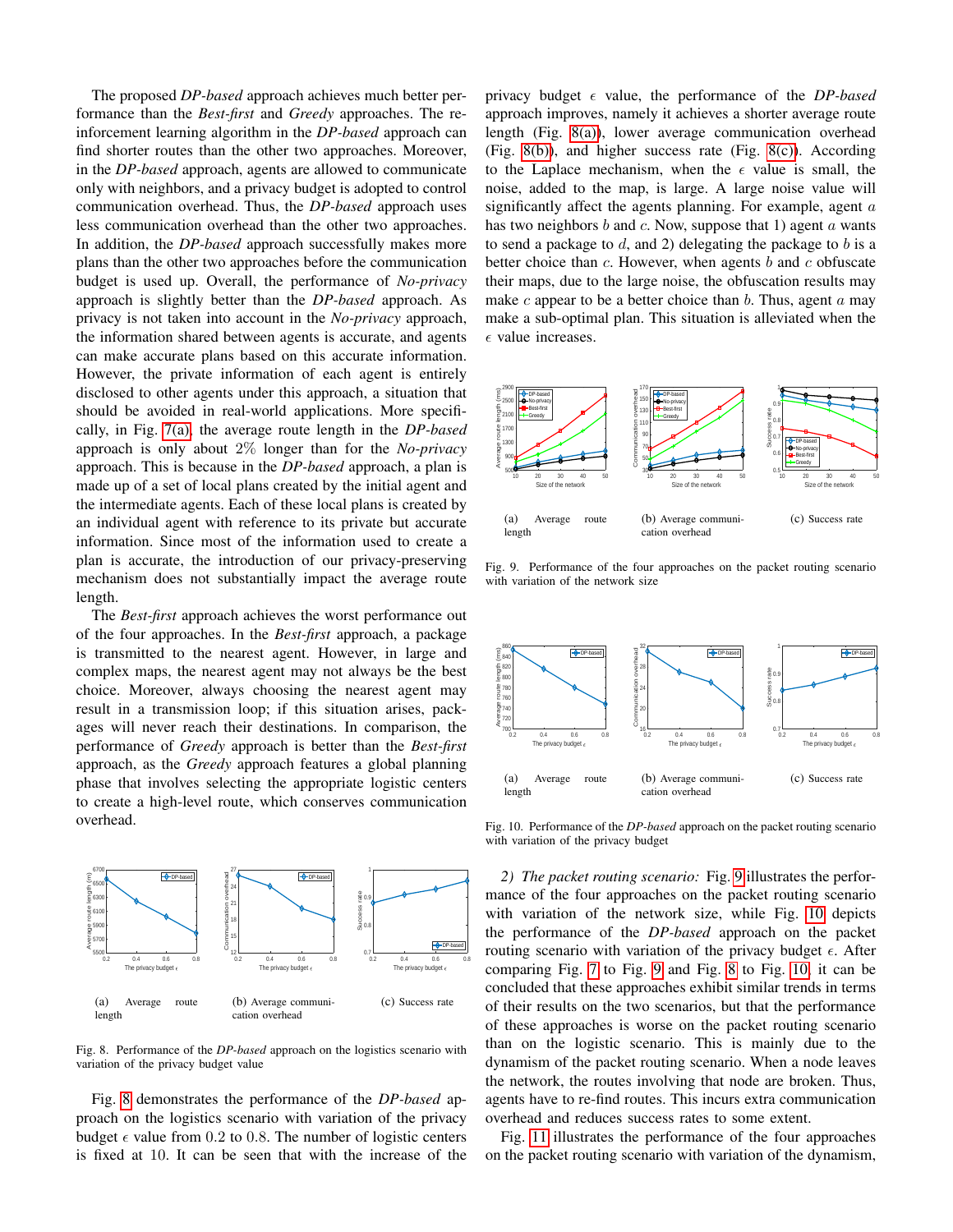The proposed *DP-based* approach achieves much better performance than the *Best-first* and *Greedy* approaches. The reinforcement learning algorithm in the *DP-based* approach can find shorter routes than the other two approaches. Moreover, in the *DP-based* approach, agents are allowed to communicate only with neighbors, and a privacy budget is adopted to control communication overhead. Thus, the *DP-based* approach uses less communication overhead than the other two approaches. In addition, the *DP-based* approach successfully makes more plans than the other two approaches before the communication budget is used up. Overall, the performance of *No-privacy* approach is slightly better than the *DP-based* approach. As privacy is not taken into account in the *No-privacy* approach, the information shared between agents is accurate, and agents can make accurate plans based on this accurate information. However, the private information of each agent is entirely disclosed to other agents under this approach, a situation that should be avoided in real-world applications. More specifically, in Fig. 7(a), the average route length in the *DP-based* approach is only about 2% longer than for the *No-privacy* approach. This is because in the *DP-based* approach, a plan is made up of a set of local plans created by the initial agent and the intermediate agents. Each of these local plans is created by an individual agent with reference to its private but accurate information. Since most of the information used to create a plan is accurate, the introduction of our privacy-preserving mechanism does not substantially impact the average route length.

The *Best-first* approach achieves the worst performance out of the four approaches. In the *Best-first* approach, a package is transmitted to the nearest agent. However, in large and complex maps, the nearest agent may not always be the best choice. Moreover, always choosing the nearest agent may result in a transmission loop; if this situation arises, packages will never reach their destinations. In comparison, the performance of *Greedy* approach is better than the *Best-first* approach, as the *Greedy* approach features a global planning phase that involves selecting the appropriate logistic centers to create a high-level route, which conserves communication overhead.

(a) Average route length (b) Average communication overhead (c) Success rate

Fig. 8. Performance of the *DP-based* approach on the logistics scenario with variation of the privacy budget value

Fig. 8 demonstrates the performance of the *DP-based* approach on the logistics scenario with variation of the privacy budget $\epsilon$ value from 0.2 to 0.8. The number of logistic centers is fixed at 10. It can be seen that with the increase of the privacy budget $\epsilon$ value, the performance of the *DP-based* approach improves, namely it achieves a shorter average route length (Fig. 8(a)), lower average communication overhead (Fig. 8(b)), and higher success rate (Fig. 8(c)). According to the Laplace mechanism, when the $\epsilon$ value is small, the noise, added to the map, is large. A large noise value will significantly affect the agents planning. For example, agent $a$ has two neighbors $b$ and $c$. Now, suppose that 1) agent $a$ wants to send a package to $d$, and 2) delegating the package to $b$ is a better choice than $c$. However, when agents $b$ and $c$ obfuscate their maps, due to the large noise, the obfuscation results may make $c$ appear to be a better choice than $b$. Thus, agent $a$ may make a sub-optimal plan. This situation is alleviated when the $\epsilon$ value increases.

(a) Average route length (b) Average communication overhead (c) Success rate

Fig. 9. Performance of the four approaches on the packet routing scenario with variation of the network size

(a) Average route length (b) Average communication overhead (c) Success rate

Fig. 10. Performance of the *DP-based* approach on the packet routing scenario with variation of the privacy budget

*2) The packet routing scenario:* Fig. 9 illustrates the performance of the four approaches on the packet routing scenario with variation of the network size, while Fig. 10 depicts the performance of the *DP-based* approach on the packet routing scenario with variation of the privacy budget $\epsilon$. After comparing Fig. 7 to Fig. 9 and Fig. 8 to Fig. 10, it can be concluded that these approaches exhibit similar trends in terms of their results on the two scenarios, but that the performance of these approaches is worse on the packet routing scenario than on the logistic scenario. This is mainly due to the dynamism of the packet routing scenario. When a node leaves the network, the routes involving that node are broken. Thus, agents have to re-find routes. This incurs extra communication overhead and reduces success rates to some extent.

Fig. 11 illustrates the performance of the four approaches on the packet routing scenario with variation of the dynamism,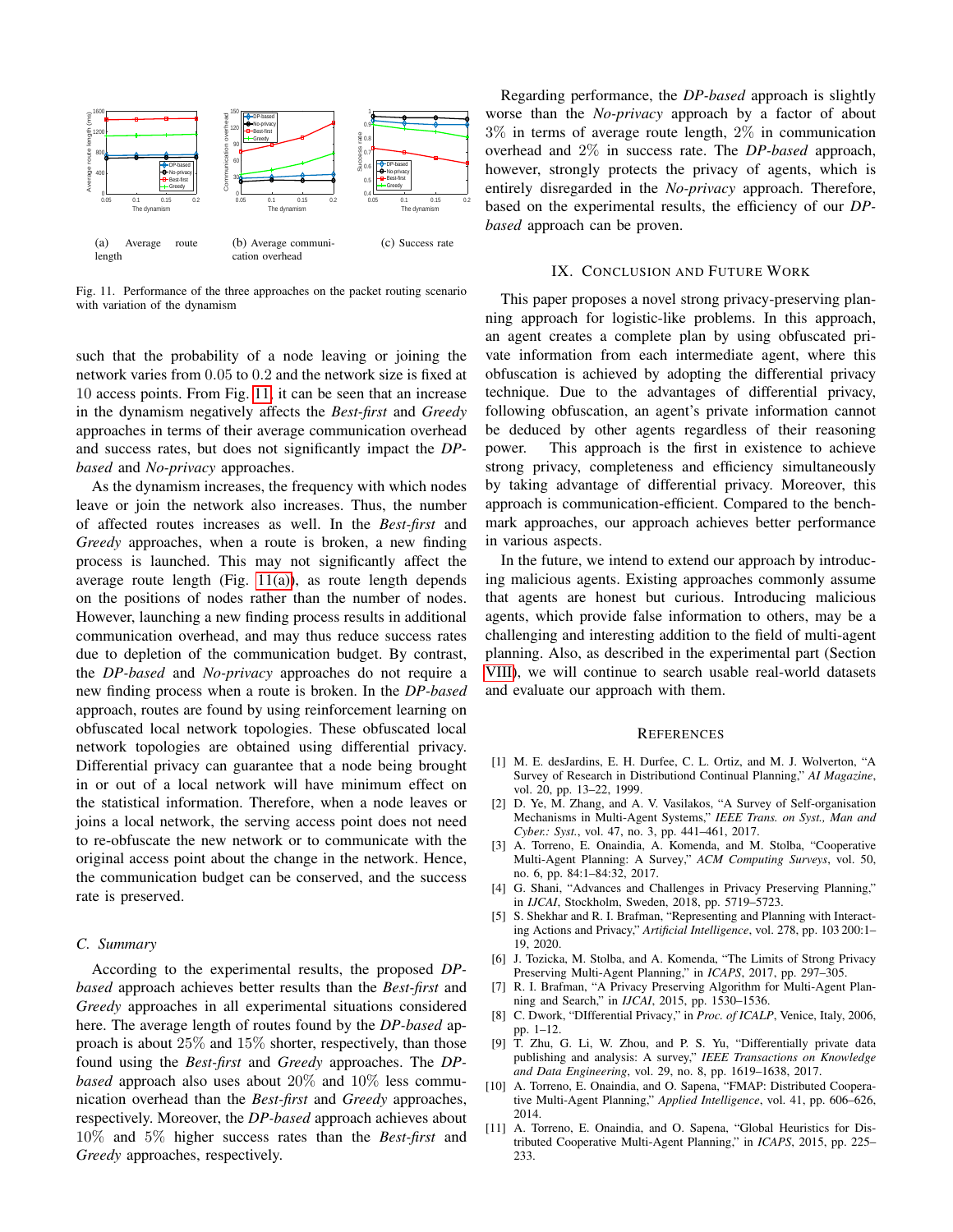(a) Average route length

(b) Average communication overhead

(c) Success rate

Fig. 11. Performance of the three approaches on the packet routing scenario with variation of the dynamism

such that the probability of a node leaving or joining the network varies from 0.05 to 0.2 and the network size is fixed at 10 access points. From Fig. 11, it can be seen that an increase in the dynamism negatively affects the *Best-first* and *Greedy* approaches in terms of their average communication overhead and success rates, but does not significantly impact the *DP-based* and *No-privacy* approaches.

As the dynamism increases, the frequency with which nodes leave or join the network also increases. Thus, the number of affected routes increases as well. In the *Best-first* and *Greedy* approaches, when a route is broken, a new finding process is launched. This may not significantly affect the average route length (Fig. 11(a)), as route length depends on the positions of nodes rather than the number of nodes. However, launching a new finding process results in additional communication overhead, and may thus reduce success rates due to depletion of the communication budget. By contrast, the *DP-based* and *No-privacy* approaches do not require a new finding process when a route is broken. In the *DP-based* approach, routes are found by using reinforcement learning on obfuscated local network topologies. These obfuscated local network topologies are obtained using differential privacy. Differential privacy can guarantee that a node being brought in or out of a local network will have minimum effect on the statistical information. Therefore, when a node leaves or joins a local network, the serving access point does not need to re-obfuscate the new network or to communicate with the original access point about the change in the network. Hence, the communication budget can be conserved, and the success rate is preserved.

### C. Summary

According to the experimental results, the proposed *DP-based* approach achieves better results than the *Best-first* and *Greedy* approaches in all experimental situations considered here. The average length of routes found by the *DP-based* approach is about 25% and 15% shorter, respectively, than those found using the *Best-first* and *Greedy* approaches. The *DP-based* approach also uses about 20% and 10% less communication overhead than the *Best-first* and *Greedy* approaches, respectively. Moreover, the *DP-based* approach achieves about 10% and 5% higher success rates than the *Best-first* and *Greedy* approaches, respectively.

Regarding performance, the *DP-based* approach is slightly worse than the *No-privacy* approach by a factor of about 3% in terms of average route length, 2% in communication overhead and 2% in success rate. The *DP-based* approach, however, strongly protects the privacy of agents, which is entirely disregarded in the *No-privacy* approach. Therefore, based on the experimental results, the efficiency of our *DP-based* approach can be proven.

## IX. Conclusion and Future Work

This paper proposes a novel strong privacy-preserving planning approach for logistic-like problems. In this approach, an agent creates a complete plan by using obfuscated private information from each intermediate agent, where this obfuscation is achieved by adopting the differential privacy technique. Due to the advantages of differential privacy, following obfuscation, an agent's private information cannot be deduced by other agents regardless of their reasoning power. This approach is the first in existence to achieve strong privacy, completeness and efficiency simultaneously by taking advantage of differential privacy. Moreover, this approach is communication-efficient. Compared to the benchmark approaches, our approach achieves better performance in various aspects.

In the future, we intend to extend our approach by introducing malicious agents. Existing approaches commonly assume that agents are honest but curious. Introducing malicious agents, which provide false information to others, may be a challenging and interesting addition to the field of multi-agent planning. Also, as described in the experimental part (Section VIII), we will continue to search usable real-world datasets and evaluate our approach with them.

## References

[1] M. E. desJardins, E. H. Durfee, C. L. Ortiz, and M. J. Wolverton, "A Survey of Research in Distributiond Continual Planning," *AI Magazine*, vol. 20, pp. 13–22, 1999.

[2] D. Ye, M. Zhang, and A. V. Vasilakos, "A Survey of Self-organisation Mechanisms in Multi-Agent Systems," *IEEE Trans. on Syst., Man and Cyber.: Syst.*, vol. 47, no. 3, pp. 441–461, 2017.

[3] A. Torreno, E. Onaindia, A. Komenda, and M. Stolba, "Cooperative Multi-Agent Planning: A Survey," *ACM Computing Surveys*, vol. 50, no. 6, pp. 84:1–84:32, 2017.

[4] G. Shani, "Advances and Challenges in Privacy Preserving Planning," in *IJCAI*, Stockholm, Sweden, 2018, pp. 5719–5723.

[5] S. Shekhar and R. I. Brafman, "Representing and Planning with Interacting Actions and Privacy," *Artificial Intelligence*, vol. 278, pp. 103 200:1–19, 2020.

[6] J. Tozicka, M. Stolba, and A. Komenda, "The Limits of Strong Privacy Preserving Multi-Agent Planning," in *ICAPS*, 2017, pp. 297–305.

[7] R. I. Brafman, "A Privacy Preserving Algorithm for Multi-Agent Planning and Search," in *IJCAI*, 2015, pp. 1530–1536.

[8] C. Dwork, "DIfferential Privacy," in *Proc. of ICALP*, Venice, Italy, 2006, pp. 1–12.

[9] T. Zhu, G. Li, W. Zhou, and P. S. Yu, "Differentially private data publishing and analysis: A survey," *IEEE Transactions on Knowledge and Data Engineering*, vol. 29, no. 8, pp. 1619–1638, 2017.

[10] A. Torreno, E. Onaindia, and O. Sapena, "FMAP: Distributed Cooperative Multi-Agent Planning," *Applied Intelligence*, vol. 41, pp. 606–626, 2014.

[11] A. Torreno, E. Onaindia, and O. Sapena, "Global Heuristics for Distributed Cooperative Multi-Agent Planning," in *ICAPS*, 2015, pp. 225–233.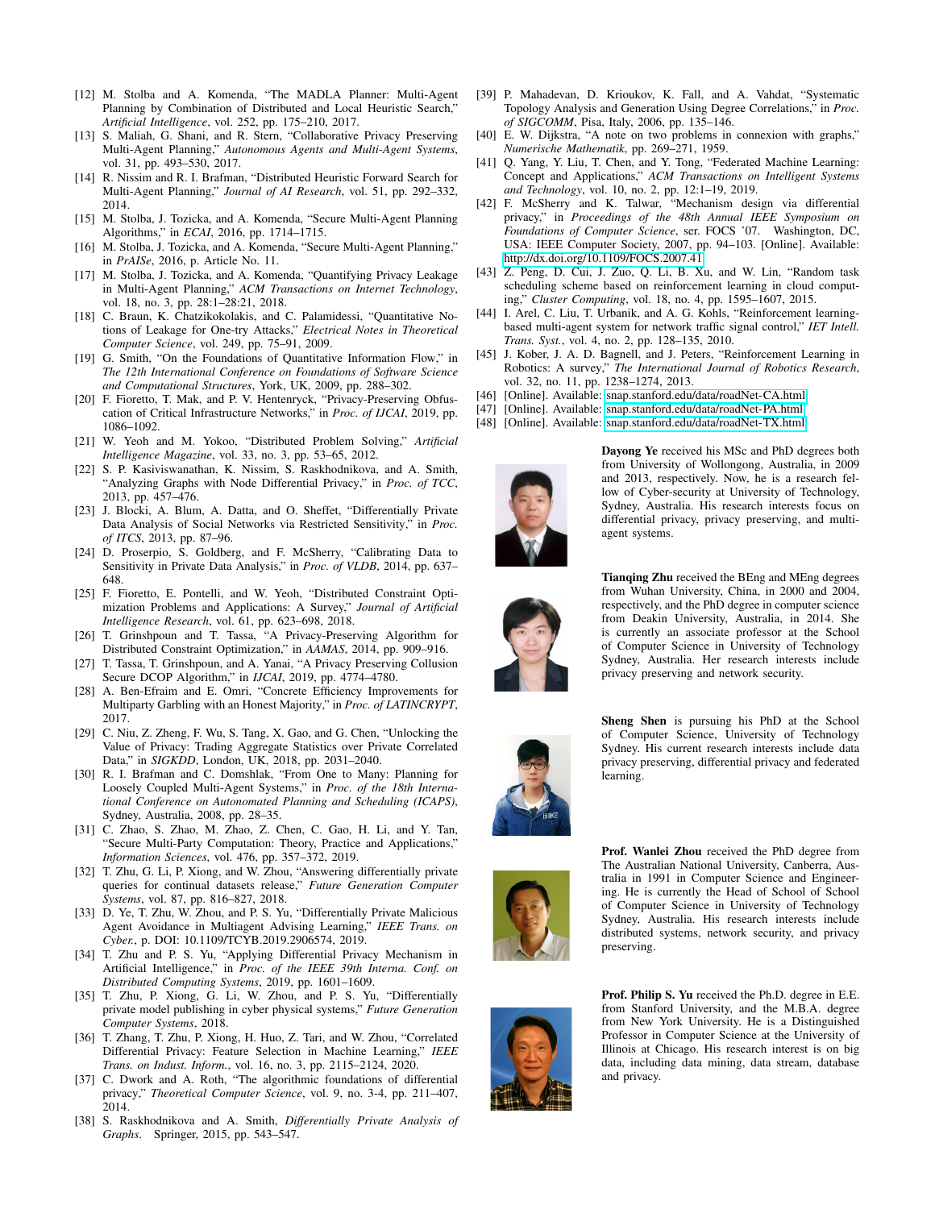[12] M. Stolba and A. Komenda, "The MADLA Planner: Multi-Agent Planning by Combination of Distributed and Local Heuristic Search," *Artificial Intelligence*, vol. 252, pp. 175–210, 2017.

[13] S. Maliah, G. Shani, and R. Stern, "Collaborative Privacy Preserving Multi-Agent Planning," *Autonomous Agents and Multi-Agent Systems*, vol. 31, pp. 493–530, 2017.

[14] R. Nissim and R. I. Brafman, "Distributed Heuristic Forward Search for Multi-Agent Planning," *Journal of AI Research*, vol. 51, pp. 292–332, 2014.

[15] M. Stolba, J. Tozicka, and A. Komenda, "Secure Multi-Agent Planning Algorithms," in *ECAI*, 2016, pp. 1714–1715.

[16] M. Stolba, J. Tozicka, and A. Komenda, "Secure Multi-Agent Planning," in *PrAISe*, 2016, p. Article No. 11.

[17] M. Stolba, J. Tozicka, and A. Komenda, "Quantifying Privacy Leakage in Multi-Agent Planning," *ACM Transactions on Internet Technology*, vol. 18, no. 3, pp. 28:1–28:21, 2018.

[18] C. Braun, K. Chatzikokolakis, and C. Palamidessi, "Quantitative Notions of Leakage for One-try Attacks," *Electrical Notes in Theoretical Computer Science*, vol. 249, pp. 75–91, 2009.

[19] G. Smith, "On the Foundations of Quantitative Information Flow," in *The 12th International Conference on Foundations of Software Science and Computational Structures*, York, UK, 2009, pp. 288–302.

[20] F. Fioretto, T. Mak, and P. V. Hentenryck, "Privacy-Preserving Obfuscation of Critical Infrastructure Networks," in *Proc. of IJCAI*, 2019, pp. 1086–1092.

[21] W. Yeoh and M. Yokoo, "Distributed Problem Solving," *Artificial Intelligence Magazine*, vol. 33, no. 3, pp. 53–65, 2012.

[22] S. P. Kasiviswanathan, K. Nissim, S. Raskhodnikova, and A. Smith, "Analyzing Graphs with Node Differential Privacy," in *Proc. of TCC*, 2013, pp. 457–476.

[23] J. Blocki, A. Blum, A. Datta, and O. Sheffet, "Differentially Private Data Analysis of Social Networks via Restricted Sensitivity," in *Proc. of ITCS*, 2013, pp. 87–96.

[24] D. Proserpio, S. Goldberg, and F. McSherry, "Calibrating Data to Sensitivity in Private Data Analysis," in *Proc. of VLDB*, 2014, pp. 637–648.

[25] F. Fioretto, E. Pontelli, and W. Yeoh, "Distributed Constraint Optimization Problems and Applications: A Survey," *Journal of Artificial Intelligence Research*, vol. 61, pp. 623–698, 2018.

[26] T. Grinshpoun and T. Tassa, "A Privacy-Preserving Algorithm for Distributed Constraint Optimization," in *AAMAS*, 2014, pp. 909–916.

[27] T. Tassa, T. Grinshpoun, and A. Yanai, "A Privacy Preserving Collusion Secure DCOP Algorithm," in *IJCAI*, 2019, pp. 4774–4780.

[28] A. Ben-Efraim and E. Omri, "Concrete Efficiency Improvements for Multiparty Garbling with an Honest Majority," in *Proc. of LATINCRYPT*, 2017.

[29] C. Niu, Z. Zheng, F. Wu, S. Tang, X. Gao, and G. Chen, "Unlocking the Value of Privacy: Trading Aggregate Statistics over Private Correlated Data," in *SIGKDD*, London, UK, 2018, pp. 2031–2040.

[30] R. I. Brafman and C. Domshlak, "From One to Many: Planning for Loosely Coupled Multi-Agent Systems," in *Proc. of the 18th International Conference on Autonomated Planning and Scheduling (ICAPS)*, Sydney, Australia, 2008, pp. 28–35.

[31] C. Zhao, S. Zhao, M. Zhao, Z. Chen, C. Gao, H. Li, and Y. Tan, "Secure Multi-Party Computation: Theory, Practice and Applications," *Information Sciences*, vol. 476, pp. 357–372, 2019.

[32] T. Zhu, G. Li, P. Xiong, and W. Zhou, "Answering differentially private queries for continual datasets release," *Future Generation Computer Systems*, vol. 87, pp. 816–827, 2018.

[33] D. Ye, T. Zhu, W. Zhou, and P. S. Yu, "Differentially Private Malicious Agent Avoidance in Multiagent Advising Learning," *IEEE Trans. on Cyber.*, p. DOI: 10.1109/TCYB.2019.2906574, 2019.

[34] T. Zhu and P. S. Yu, "Applying Differential Privacy Mechanism in Artificial Intelligence," in *Proc. of the IEEE 39th Interna. Conf. on Distributed Computing Systems*, 2019, pp. 1601–1609.

[35] T. Zhu, P. Xiong, G. Li, W. Zhou, and P. S. Yu, "Differentially private model publishing in cyber physical systems," *Future Generation Computer Systems*, 2018.

[36] T. Zhang, T. Zhu, P. Xiong, H. Huo, Z. Tari, and W. Zhou, "Correlated Differential Privacy: Feature Selection in Machine Learning," *IEEE Trans. on Indust. Inform.*, vol. 16, no. 3, pp. 2115–2124, 2020.

[37] C. Dwork and A. Roth, "The algorithmic foundations of differential privacy," *Theoretical Computer Science*, vol. 9, no. 3-4, pp. 211–407, 2014.

[38] S. Raskhodnikova and A. Smith, *Differentially Private Analysis of Graphs*. Springer, 2015, pp. 543–547.

[39] P. Mahadevan, D. Krioukov, K. Fall, and A. Vahdat, "Systematic Topology Analysis and Generation Using Degree Correlations," in *Proc. of SIGCOMM*, Pisa, Italy, 2006, pp. 135–146.

[40] E. W. Dijkstra, "A note on two problems in connexion with graphs," *Numerische Mathematik*, pp. 269–271, 1959.

[41] Q. Yang, Y. Liu, T. Chen, and Y. Tong, "Federated Machine Learning: Concept and Applications," *ACM Transactions on Intelligent Systems and Technology*, vol. 10, no. 2, pp. 12:1–19, 2019.

[42] F. McSherry and K. Talwar, "Mechanism design via differential privacy," in *Proceedings of the 48th Annual IEEE Symposium on Foundations of Computer Science*, ser. FOCS '07. Washington, DC, USA: IEEE Computer Society, 2007, pp. 94–103. [Online]. Available: http://dx.doi.org/10.1109/FOCS.2007.41

[43] Z. Peng, D. Cui, J. Zuo, Q. Li, B. Xu, and W. Lin, "Random task scheduling scheme based on reinforcement learning in cloud computing," *Cluster Computing*, vol. 18, no. 4, pp. 1595–1607, 2015.

[44] I. Arel, C. Liu, T. Urbanik, and A. G. Kohls, "Reinforcement learning-based multi-agent system for network traffic signal control," *IET Intell. Trans. Syst.*, vol. 4, no. 2, pp. 128–135, 2010.

[45] J. Kober, J. A. D. Bagnell, and J. Peters, "Reinforcement Learning in Robotics: A survey," *The International Journal of Robotics Research*, vol. 32, no. 11, pp. 1238–1274, 2013.

[46] [Online]. Available: snap.stanford.edu/data/roadNet-CA.html

[47] [Online]. Available: snap.stanford.edu/data/roadNet-PA.html

[48] [Online]. Available: snap.stanford.edu/data/roadNet-TX.html

**Dayong Ye** received his MSc and PhD degrees both from University of Wollongong, Australia, in 2009 and 2013, respectively. Now, he is a research fellow of Cyber-security at University of Technology, Sydney, Australia. His research interests focus on differential privacy, privacy preserving, and multi-agent systems.

**Tianqing Zhu** received the BEng and MEng degrees from Wuhan University, China, in 2000 and 2004, respectively, and the PhD degree in computer science from Deakin University, Australia, in 2014. She is currently an associate professor at the School of Computer Science in University of Technology Sydney, Australia. Her research interests include privacy preserving and network security.

**Sheng Shen** is pursuing his PhD at the School of Computer Science, University of Technology Sydney. His current research interests include data privacy preserving, differential privacy and federated learning.

**Prof. Wanlei Zhou** received the PhD degree from The Australian National University, Canberra, Australia in 1991 in Computer Science and Engineering. He is currently the Head of School of School of Computer Science in University of Technology Sydney, Australia. His research interests include distributed systems, network security, and privacy preserving.

**Prof. Philip S. Yu** received the Ph.D. degree in E.E. from Stanford University, and the M.B.A. degree from New York University. He is a Distinguished Professor in Computer Science at the University of Illinois at Chicago. His research interest is on big data, including data mining, data stream, database and privacy.